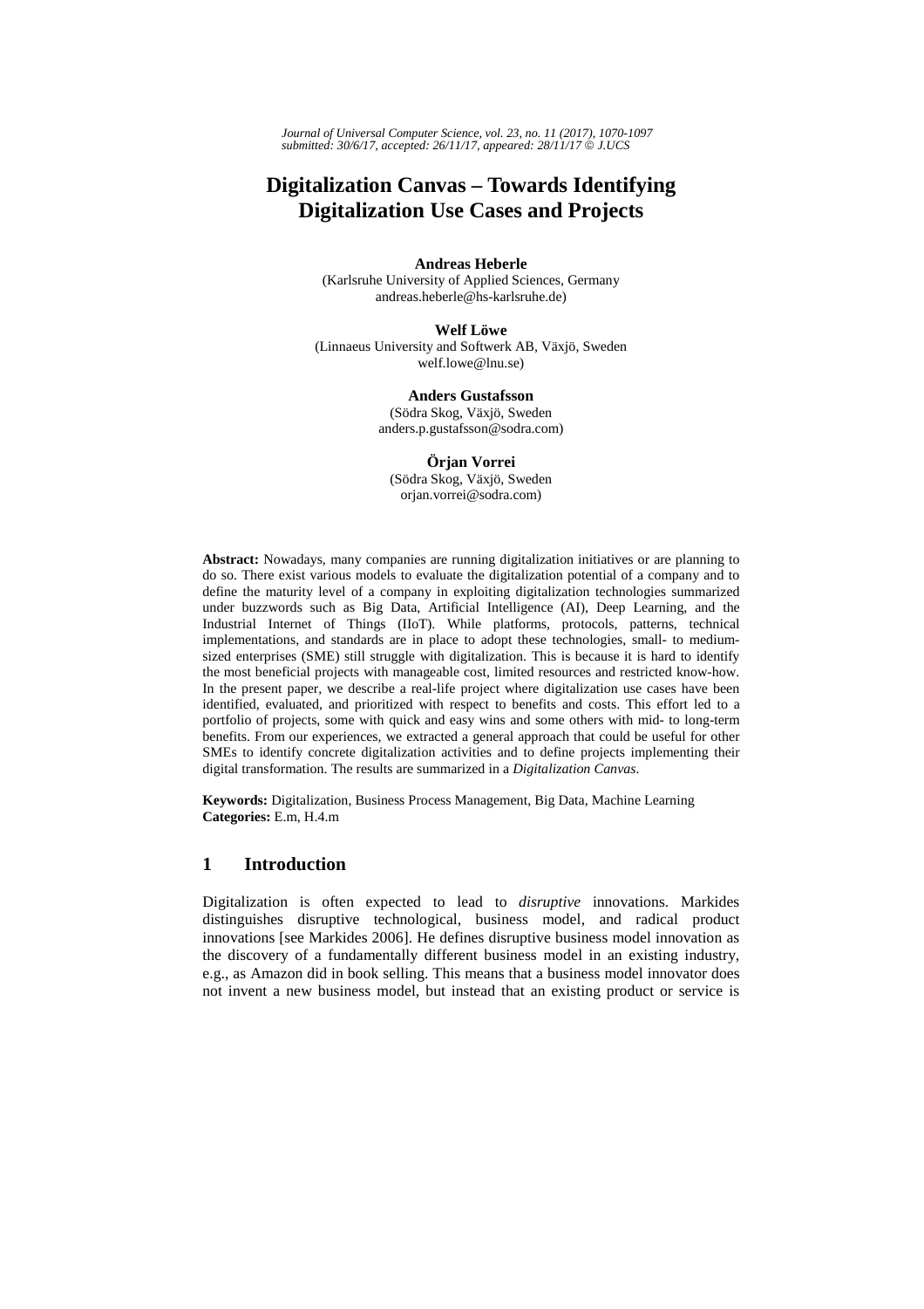# Digitalization Canvas – Towards Identifying Digitalization Use Cases and Projects

**Andreas Heberle**
(Karlsruhe University of Applied Sciences, Germany
andreas.heberle@hs-karlsruhe.de)

**Welf Löwe**
(Linnaeus University and Softwerk AB, Växjö, Sweden
welf.lowe@lnu.se)

**Anders Gustafsson**
(Södra Skog, Växjö, Sweden
anders.p.gustafsson@sodra.com)

**Örjan Vorrei**
(Södra Skog, Växjö, Sweden
orjan.vorrei@sodra.com)

**Abstract:** Nowadays, many companies are running digitalization initiatives or are planning to do so. There exist various models to evaluate the digitalization potential of a company and to define the maturity level of a company in exploiting digitalization technologies summarized under buzzwords such as Big Data, Artificial Intelligence (AI), Deep Learning, and the Industrial Internet of Things (IIoT). While platforms, protocols, patterns, technical implementations, and standards are in place to adopt these technologies, small- to medium-sized enterprises (SME) still struggle with digitalization. This is because it is hard to identify the most beneficial projects with manageable cost, limited resources and restricted know-how. In the present paper, we describe a real-life project where digitalization use cases have been identified, evaluated, and prioritized with respect to benefits and costs. This effort led to a portfolio of projects, some with quick and easy wins and some others with mid- to long-term benefits. From our experiences, we extracted a general approach that could be useful for other SMEs to identify concrete digitalization activities and to define projects implementing their digital transformation. The results are summarized in a *Digitalization Canvas*.

**Keywords:** Digitalization, Business Process Management, Big Data, Machine Learning
**Categories:** E.m, H.4.m

## 1 Introduction

Digitalization is often expected to lead to *disruptive* innovations. Markides distinguishes disruptive technological, business model, and radical product innovations [see Markides 2006]. He defines disruptive business model innovation as the discovery of a fundamentally different business model in an existing industry, e.g., as Amazon did in book selling. This means that a business model innovator does not invent a new business model, but instead that an existing product or service is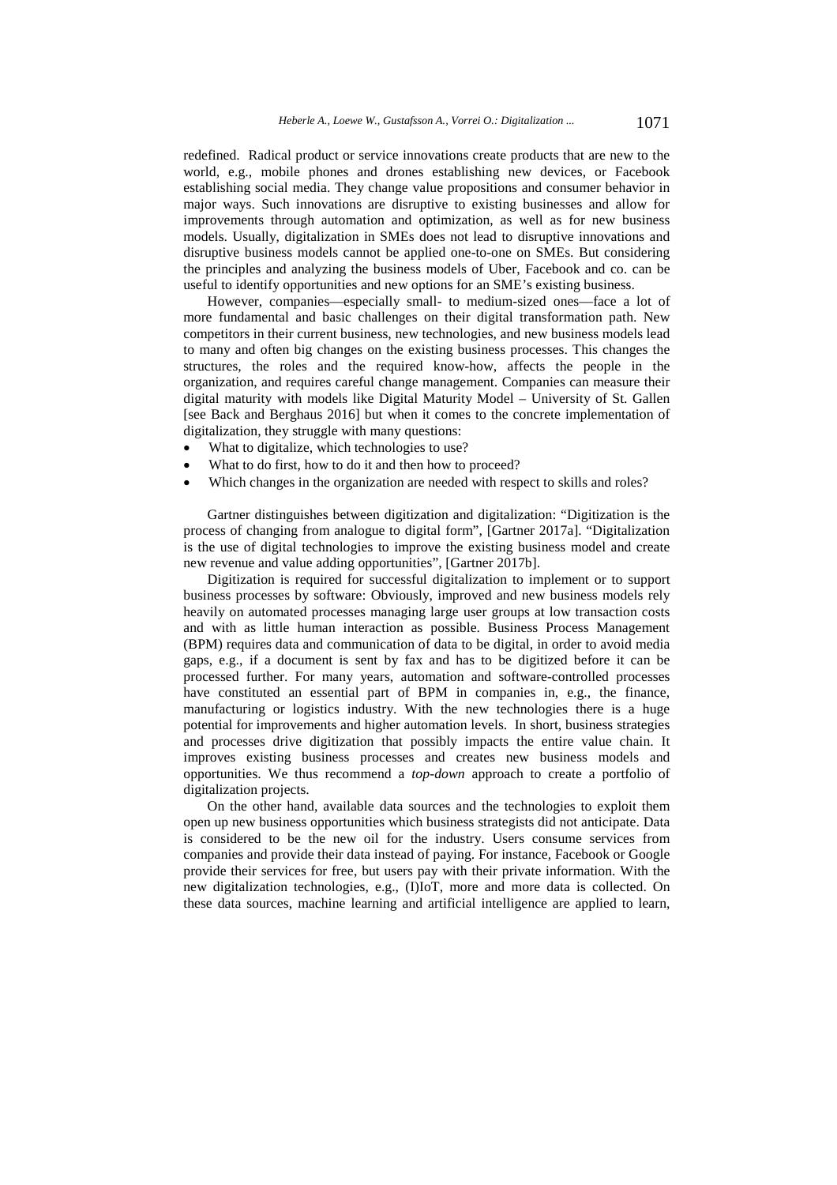redefined. Radical product or service innovations create products that are new to the world, e.g., mobile phones and drones establishing new devices, or Facebook establishing social media. They change value propositions and consumer behavior in major ways. Such innovations are disruptive to existing businesses and allow for improvements through automation and optimization, as well as for new business models. Usually, digitalization in SMEs does not lead to disruptive innovations and disruptive business models cannot be applied one-to-one on SMEs. But considering the principles and analyzing the business models of Uber, Facebook and co. can be useful to identify opportunities and new options for an SME's existing business.

However, companies—especially small- to medium-sized ones—face a lot of more fundamental and basic challenges on their digital transformation path. New competitors in their current business, new technologies, and new business models lead to many and often big changes on the existing business processes. This changes the structures, the roles and the required know-how, affects the people in the organization, and requires careful change management. Companies can measure their digital maturity with models like Digital Maturity Model – University of St. Gallen [see Back and Berghaus 2016] but when it comes to the concrete implementation of digitalization, they struggle with many questions:

- What to digitalize, which technologies to use?
- What to do first, how to do it and then how to proceed?
- Which changes in the organization are needed with respect to skills and roles?

Gartner distinguishes between digitization and digitalization: "Digitization is the process of changing from analogue to digital form", [Gartner 2017a]. "Digitalization is the use of digital technologies to improve the existing business model and create new revenue and value adding opportunities", [Gartner 2017b].

Digitization is required for successful digitalization to implement or to support business processes by software: Obviously, improved and new business models rely heavily on automated processes managing large user groups at low transaction costs and with as little human interaction as possible. Business Process Management (BPM) requires data and communication of data to be digital, in order to avoid media gaps, e.g., if a document is sent by fax and has to be digitized before it can be processed further. For many years, automation and software-controlled processes have constituted an essential part of BPM in companies in, e.g., the finance, manufacturing or logistics industry. With the new technologies there is a huge potential for improvements and higher automation levels. In short, business strategies and processes drive digitization that possibly impacts the entire value chain. It improves existing business processes and creates new business models and opportunities. We thus recommend a *top-down* approach to create a portfolio of digitalization projects.

On the other hand, available data sources and the technologies to exploit them open up new business opportunities which business strategists did not anticipate. Data is considered to be the new oil for the industry. Users consume services from companies and provide their data instead of paying. For instance, Facebook or Google provide their services for free, but users pay with their private information. With the new digitalization technologies, e.g., (I)IoT, more and more data is collected. On these data sources, machine learning and artificial intelligence are applied to learn,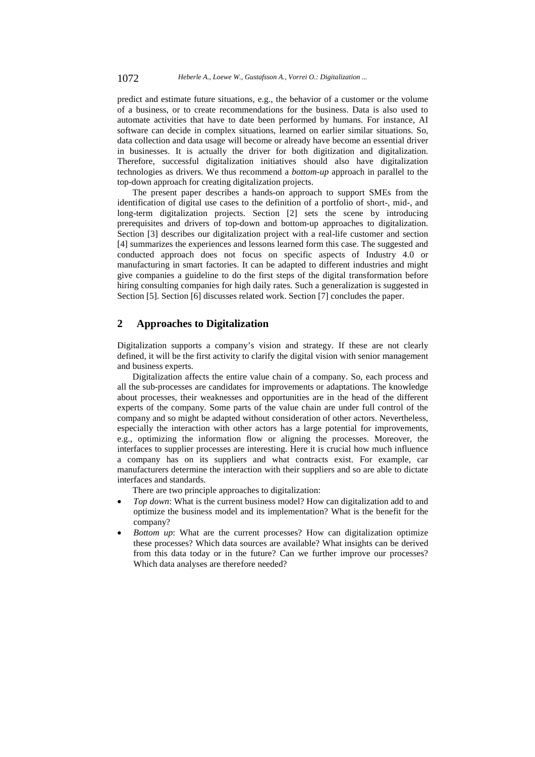predict and estimate future situations, e.g., the behavior of a customer or the volume of a business, or to create recommendations for the business. Data is also used to automate activities that have to date been performed by humans. For instance, AI software can decide in complex situations, learned on earlier similar situations. So, data collection and data usage will become or already have become an essential driver in businesses. It is actually the driver for both digitization and digitalization. Therefore, successful digitalization initiatives should also have digitalization technologies as drivers. We thus recommend a *bottom-up* approach in parallel to the top-down approach for creating digitalization projects.

The present paper describes a hands-on approach to support SMEs from the identification of digital use cases to the definition of a portfolio of short-, mid-, and long-term digitalization projects. Section [2] sets the scene by introducing prerequisites and drivers of top-down and bottom-up approaches to digitalization. Section [3] describes our digitalization project with a real-life customer and section [4] summarizes the experiences and lessons learned form this case. The suggested and conducted approach does not focus on specific aspects of Industry 4.0 or manufacturing in smart factories. It can be adapted to different industries and might give companies a guideline to do the first steps of the digital transformation before hiring consulting companies for high daily rates. Such a generalization is suggested in Section [5]. Section [6] discusses related work. Section [7] concludes the paper.

## 2 Approaches to Digitalization

Digitalization supports a company's vision and strategy. If these are not clearly defined, it will be the first activity to clarify the digital vision with senior management and business experts.

Digitalization affects the entire value chain of a company. So, each process and all the sub-processes are candidates for improvements or adaptations. The knowledge about processes, their weaknesses and opportunities are in the head of the different experts of the company. Some parts of the value chain are under full control of the company and so might be adapted without consideration of other actors. Nevertheless, especially the interaction with other actors has a large potential for improvements, e.g., optimizing the information flow or aligning the processes. Moreover, the interfaces to supplier processes are interesting. Here it is crucial how much influence a company has on its suppliers and what contracts exist. For example, car manufacturers determine the interaction with their suppliers and so are able to dictate interfaces and standards.

There are two principle approaches to digitalization:

- *Top down*: What is the current business model? How can digitalization add to and optimize the business model and its implementation? What is the benefit for the company?
- *Bottom up*: What are the current processes? How can digitalization optimize these processes? Which data sources are available? What insights can be derived from this data today or in the future? Can we further improve our processes? Which data analyses are therefore needed?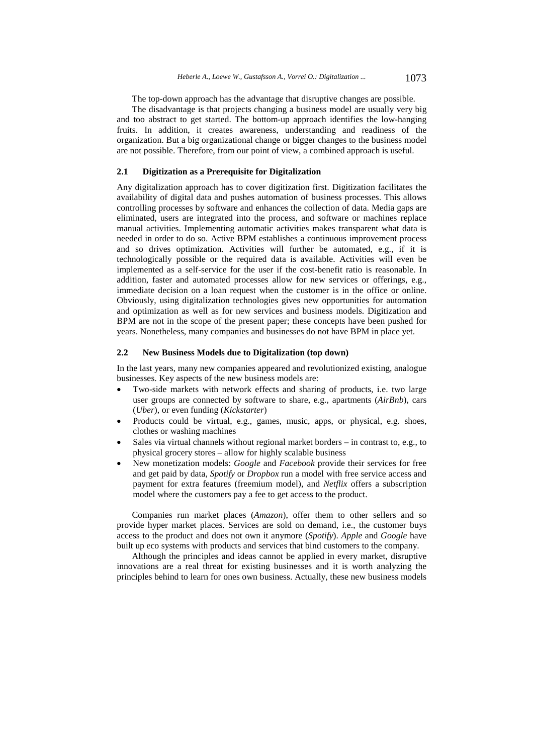The top-down approach has the advantage that disruptive changes are possible.

The disadvantage is that projects changing a business model are usually very big and too abstract to get started. The bottom-up approach identifies the low-hanging fruits. In addition, it creates awareness, understanding and readiness of the organization. But a big organizational change or bigger changes to the business model are not possible. Therefore, from our point of view, a combined approach is useful.

### 2.1 Digitization as a Prerequisite for Digitalization

Any digitalization approach has to cover digitization first. Digitization facilitates the availability of digital data and pushes automation of business processes. This allows controlling processes by software and enhances the collection of data. Media gaps are eliminated, users are integrated into the process, and software or machines replace manual activities. Implementing automatic activities makes transparent what data is needed in order to do so. Active BPM establishes a continuous improvement process and so drives optimization. Activities will further be automated, e.g., if it is technologically possible or the required data is available. Activities will even be implemented as a self-service for the user if the cost-benefit ratio is reasonable. In addition, faster and automated processes allow for new services or offerings, e.g., immediate decision on a loan request when the customer is in the office or online. Obviously, using digitalization technologies gives new opportunities for automation and optimization as well as for new services and business models. Digitization and BPM are not in the scope of the present paper; these concepts have been pushed for years. Nonetheless, many companies and businesses do not have BPM in place yet.

### 2.2 New Business Models due to Digitalization (top down)

In the last years, many new companies appeared and revolutionized existing, analogue businesses. Key aspects of the new business models are:

- Two-side markets with network effects and sharing of products, i.e. two large user groups are connected by software to share, e.g., apartments (*AirBnb*), cars (*Uber*), or even funding (*Kickstarter*)
- Products could be virtual, e.g., games, music, apps, or physical, e.g. shoes, clothes or washing machines
- Sales via virtual channels without regional market borders – in contrast to, e.g., to physical grocery stores – allow for highly scalable business
- New monetization models: *Google* and *Facebook* provide their services for free and get paid by data, *Spotify* or *Dropbox* run a model with free service access and payment for extra features (freemium model), and *Netflix* offers a subscription model where the customers pay a fee to get access to the product.

Companies run market places (*Amazon*), offer them to other sellers and so provide hyper market places. Services are sold on demand, i.e., the customer buys access to the product and does not own it anymore (*Spotify*). *Apple* and *Google* have built up eco systems with products and services that bind customers to the company.

Although the principles and ideas cannot be applied in every market, disruptive innovations are a real threat for existing businesses and it is worth analyzing the principles behind to learn for ones own business. Actually, these new business models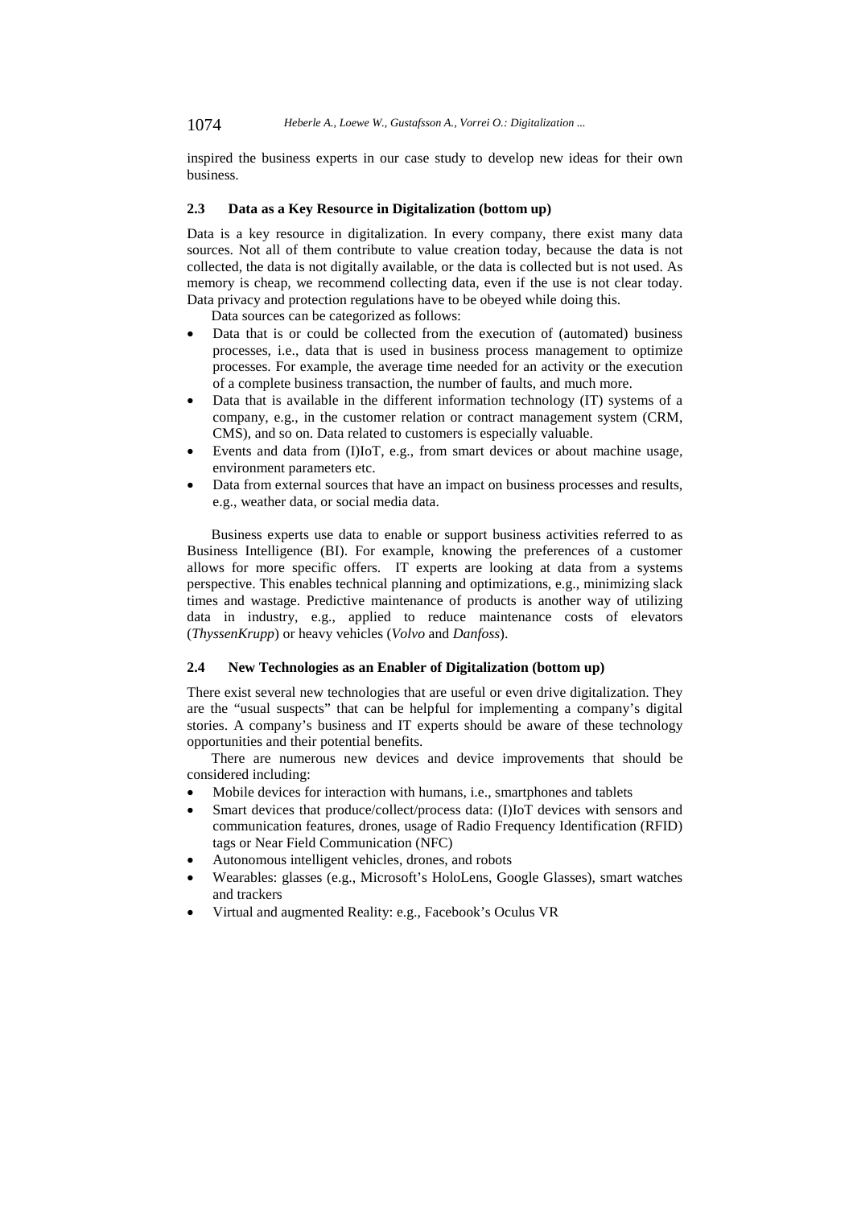inspired the business experts in our case study to develop new ideas for their own business.

### 2.3 Data as a Key Resource in Digitalization (bottom up)

Data is a key resource in digitalization. In every company, there exist many data sources. Not all of them contribute to value creation today, because the data is not collected, the data is not digitally available, or the data is collected but is not used. As memory is cheap, we recommend collecting data, even if the use is not clear today. Data privacy and protection regulations have to be obeyed while doing this.

Data sources can be categorized as follows:

- Data that is or could be collected from the execution of (automated) business processes, i.e., data that is used in business process management to optimize processes. For example, the average time needed for an activity or the execution of a complete business transaction, the number of faults, and much more.
- Data that is available in the different information technology (IT) systems of a company, e.g., in the customer relation or contract management system (CRM, CMS), and so on. Data related to customers is especially valuable.
- Events and data from (I)IoT, e.g., from smart devices or about machine usage, environment parameters etc.
- Data from external sources that have an impact on business processes and results, e.g., weather data, or social media data.

Business experts use data to enable or support business activities referred to as Business Intelligence (BI). For example, knowing the preferences of a customer allows for more specific offers. IT experts are looking at data from a systems perspective. This enables technical planning and optimizations, e.g., minimizing slack times and wastage. Predictive maintenance of products is another way of utilizing data in industry, e.g., applied to reduce maintenance costs of elevators (*ThyssenKrupp*) or heavy vehicles (*Volvo* and *Danfoss*).

### 2.4 New Technologies as an Enabler of Digitalization (bottom up)

There exist several new technologies that are useful or even drive digitalization. They are the "usual suspects" that can be helpful for implementing a company's digital stories. A company's business and IT experts should be aware of these technology opportunities and their potential benefits.

There are numerous new devices and device improvements that should be considered including:

- Mobile devices for interaction with humans, i.e., smartphones and tablets
- Smart devices that produce/collect/process data: (I)IoT devices with sensors and communication features, drones, usage of Radio Frequency Identification (RFID) tags or Near Field Communication (NFC)
- Autonomous intelligent vehicles, drones, and robots
- Wearables: glasses (e.g., Microsoft's HoloLens, Google Glasses), smart watches and trackers
- Virtual and augmented Reality: e.g., Facebook's Oculus VR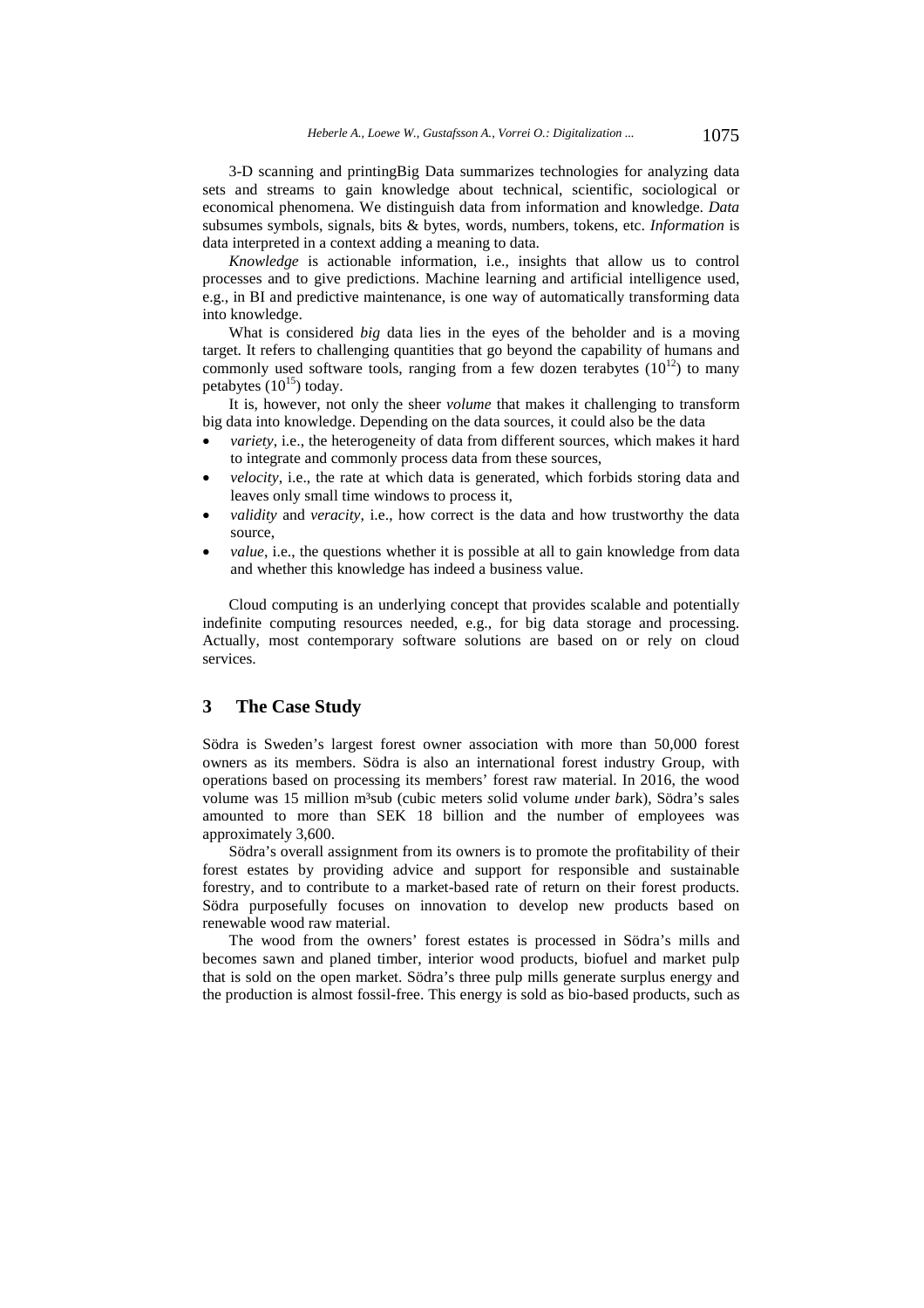3-D scanning and printingBig Data summarizes technologies for analyzing data sets and streams to gain knowledge about technical, scientific, sociological or economical phenomena. We distinguish data from information and knowledge. *Data* subsumes symbols, signals, bits & bytes, words, numbers, tokens, etc. *Information* is data interpreted in a context adding a meaning to data.

*Knowledge* is actionable information, i.e., insights that allow us to control processes and to give predictions. Machine learning and artificial intelligence used, e.g., in BI and predictive maintenance, is one way of automatically transforming data into knowledge.

What is considered *big* data lies in the eyes of the beholder and is a moving target. It refers to challenging quantities that go beyond the capability of humans and commonly used software tools, ranging from a few dozen terabytes ($10^{12}$) to many petabytes ($10^{15}$) today.

It is, however, not only the sheer *volume* that makes it challenging to transform big data into knowledge. Depending on the data sources, it could also be the data

- *variety*, i.e., the heterogeneity of data from different sources, which makes it hard to integrate and commonly process data from these sources,
- *velocity*, i.e., the rate at which data is generated, which forbids storing data and leaves only small time windows to process it,
- *validity* and *veracity*, i.e., how correct is the data and how trustworthy the data source,
- *value*, i.e., the questions whether it is possible at all to gain knowledge from data and whether this knowledge has indeed a business value.

Cloud computing is an underlying concept that provides scalable and potentially indefinite computing resources needed, e.g., for big data storage and processing. Actually, most contemporary software solutions are based on or rely on cloud services.

## 3 The Case Study

Södra is Sweden's largest forest owner association with more than 50,000 forest owners as its members. Södra is also an international forest industry Group, with operations based on processing its members' forest raw material. In 2016, the wood volume was 15 million m³sub (cubic meters *s*olid volume *u*nder *b*ark), Södra's sales amounted to more than SEK 18 billion and the number of employees was approximately 3,600.

Södra's overall assignment from its owners is to promote the profitability of their forest estates by providing advice and support for responsible and sustainable forestry, and to contribute to a market-based rate of return on their forest products. Södra purposefully focuses on innovation to develop new products based on renewable wood raw material.

The wood from the owners' forest estates is processed in Södra's mills and becomes sawn and planed timber, interior wood products, biofuel and market pulp that is sold on the open market. Södra's three pulp mills generate surplus energy and the production is almost fossil-free. This energy is sold as bio-based products, such as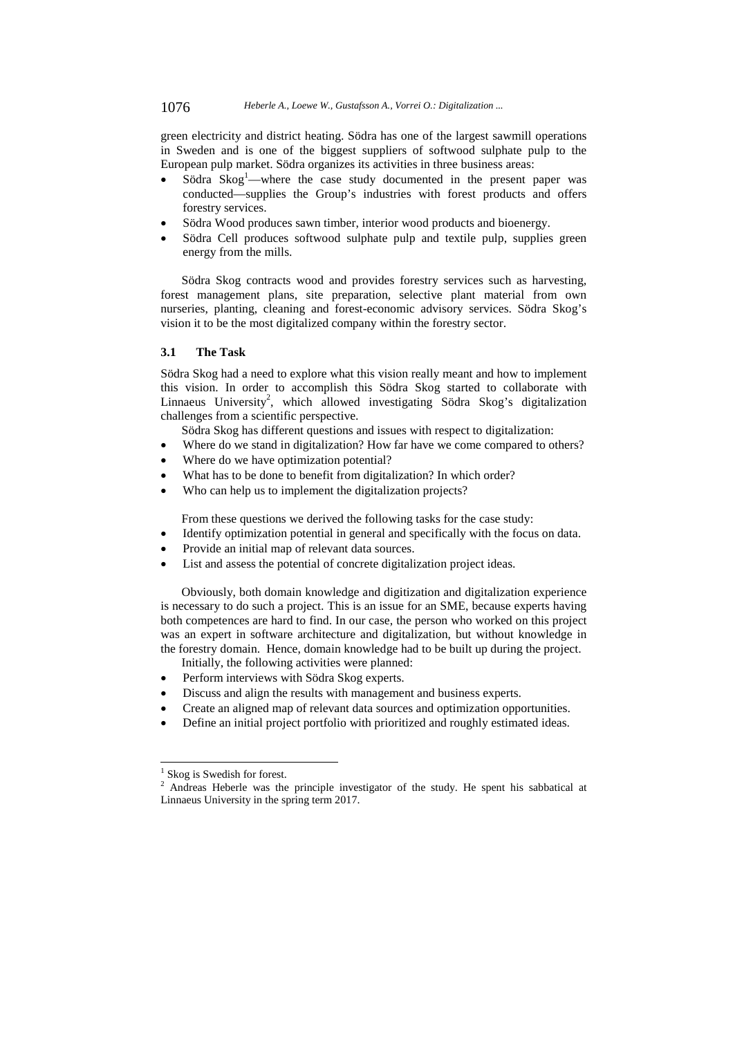green electricity and district heating. Södra has one of the largest sawmill operations in Sweden and is one of the biggest suppliers of softwood sulphate pulp to the European pulp market. Södra organizes its activities in three business areas:

- Södra Skog[1]—where the case study documented in the present paper was conducted—supplies the Group's industries with forest products and offers forestry services.
- Södra Wood produces sawn timber, interior wood products and bioenergy.
- Södra Cell produces softwood sulphate pulp and textile pulp, supplies green energy from the mills.

Södra Skog contracts wood and provides forestry services such as harvesting, forest management plans, site preparation, selective plant material from own nurseries, planting, cleaning and forest-economic advisory services. Södra Skog's vision it to be the most digitalized company within the forestry sector.

### 3.1 The Task

Södra Skog had a need to explore what this vision really meant and how to implement this vision. In order to accomplish this Södra Skog started to collaborate with Linnaeus University[2], which allowed investigating Södra Skog's digitalization challenges from a scientific perspective.

Södra Skog has different questions and issues with respect to digitalization:

- Where do we stand in digitalization? How far have we come compared to others?
- Where do we have optimization potential?
- What has to be done to benefit from digitalization? In which order?
- Who can help us to implement the digitalization projects?

From these questions we derived the following tasks for the case study:

- Identify optimization potential in general and specifically with the focus on data.
- Provide an initial map of relevant data sources.
- List and assess the potential of concrete digitalization project ideas.

Obviously, both domain knowledge and digitization and digitalization experience is necessary to do such a project. This is an issue for an SME, because experts having both competences are hard to find. In our case, the person who worked on this project was an expert in software architecture and digitalization, but without knowledge in the forestry domain. Hence, domain knowledge had to be built up during the project.

Initially, the following activities were planned:

- Perform interviews with Södra Skog experts.
- Discuss and align the results with management and business experts.
- Create an aligned map of relevant data sources and optimization opportunities.
- Define an initial project portfolio with prioritized and roughly estimated ideas.

---

[1] Skog is Swedish for forest.

[2] Andreas Heberle was the principle investigator of the study. He spent his sabbatical at Linnaeus University in the spring term 2017.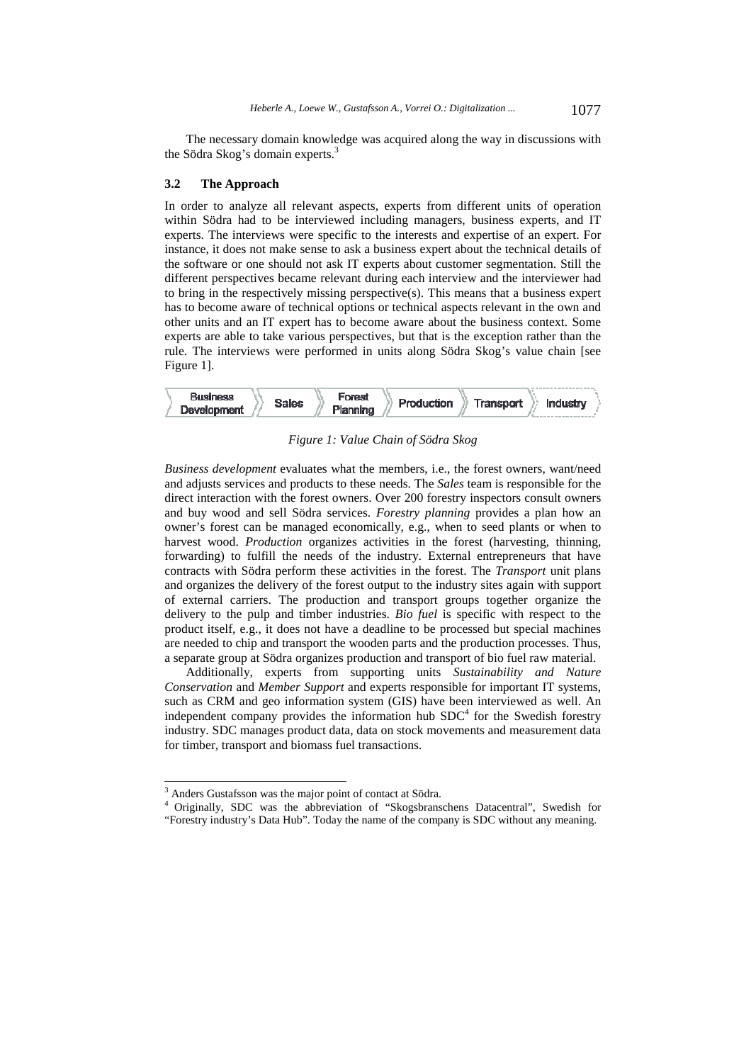The necessary domain knowledge was acquired along the way in discussions with the Södra Skog's domain experts.[3]

### 3.2 The Approach

In order to analyze all relevant aspects, experts from different units of operation within Södra had to be interviewed including managers, business experts, and IT experts. The interviews were specific to the interests and expertise of an expert. For instance, it does not make sense to ask a business expert about the technical details of the software or one should not ask IT experts about customer segmentation. Still the different perspectives became relevant during each interview and the interviewer had to bring in the respectively missing perspective(s). This means that a business expert has to become aware of technical options or technical aspects relevant in the own and other units and an IT expert has to become aware about the business context. Some experts are able to take various perspectives, but that is the exception rather than the rule. The interviews were performed in units along Södra Skog's value chain [see Figure 1].

Business Development → Sales → Forest Planning → Production → Transport → Industry

*Figure 1: Value Chain of Södra Skog*

*Business development* evaluates what the members, i.e., the forest owners, want/need and adjusts services and products to these needs. The *Sales* team is responsible for the direct interaction with the forest owners. Over 200 forestry inspectors consult owners and buy wood and sell Södra services. *Forestry planning* provides a plan how an owner's forest can be managed economically, e.g., when to seed plants or when to harvest wood. *Production* organizes activities in the forest (harvesting, thinning, forwarding) to fulfill the needs of the industry. External entrepreneurs that have contracts with Södra perform these activities in the forest. The *Transport* unit plans and organizes the delivery of the forest output to the industry sites again with support of external carriers. The production and transport groups together organize the delivery to the pulp and timber industries. *Bio fuel* is specific with respect to the product itself, e.g., it does not have a deadline to be processed but special machines are needed to chip and transport the wooden parts and the production processes. Thus, a separate group at Södra organizes production and transport of bio fuel raw material.

Additionally, experts from supporting units *Sustainability and Nature Conservation* and *Member Support* and experts responsible for important IT systems, such as CRM and geo information system (GIS) have been interviewed as well. An independent company provides the information hub SDC[4] for the Swedish forestry industry. SDC manages product data, data on stock movements and measurement data for timber, transport and biomass fuel transactions.

---

[3] Anders Gustafsson was the major point of contact at Södra.

[4] Originally, SDC was the abbreviation of "Skogsbranschens Datacentral", Swedish for "Forestry industry's Data Hub". Today the name of the company is SDC without any meaning.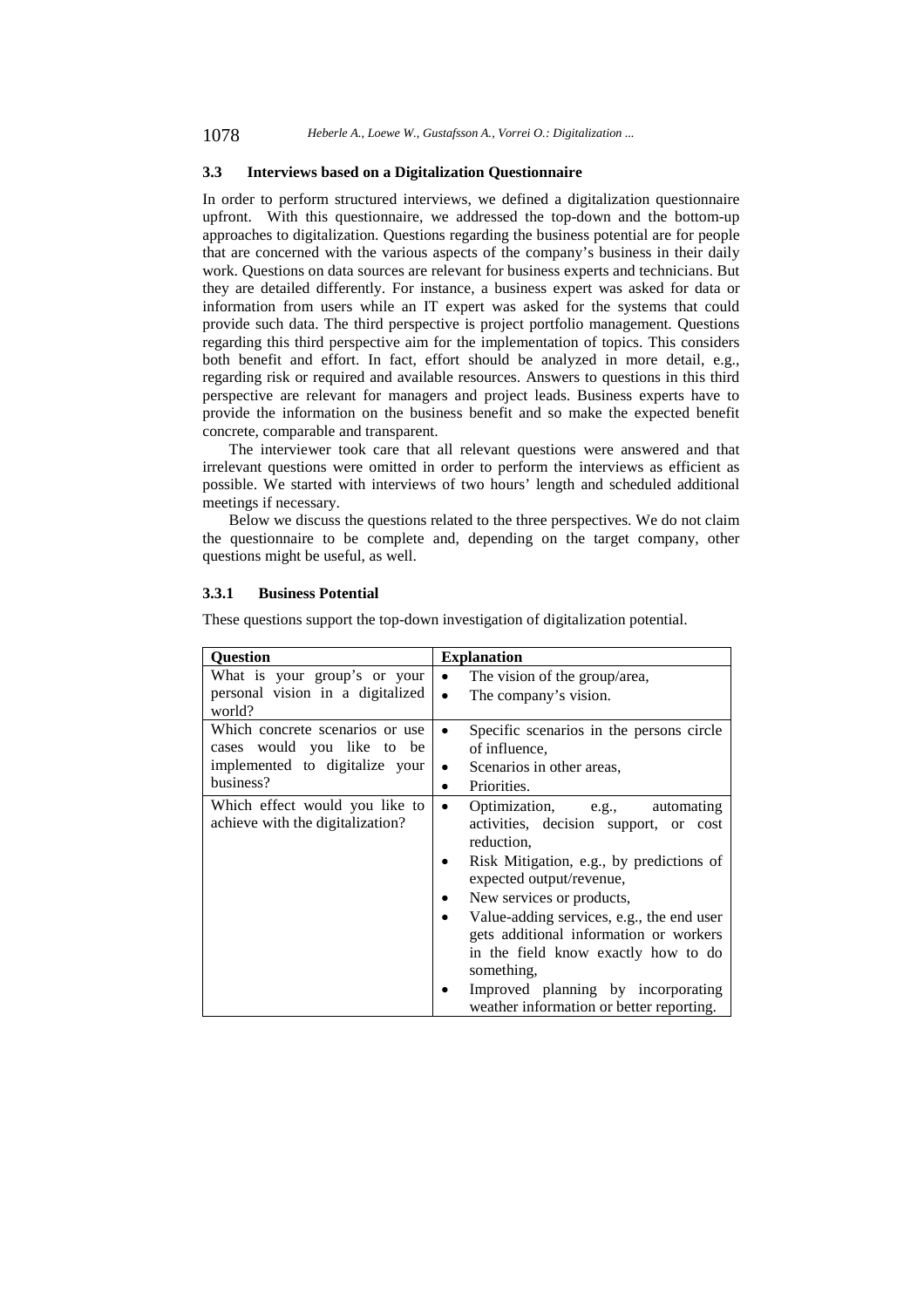### 3.3 Interviews based on a Digitalization Questionnaire

In order to perform structured interviews, we defined a digitalization questionnaire upfront. With this questionnaire, we addressed the top-down and the bottom-up approaches to digitalization. Questions regarding the business potential are for people that are concerned with the various aspects of the company's business in their daily work. Questions on data sources are relevant for business experts and technicians. But they are detailed differently. For instance, a business expert was asked for data or information from users while an IT expert was asked for the systems that could provide such data. The third perspective is project portfolio management. Questions regarding this third perspective aim for the implementation of topics. This considers both benefit and effort. In fact, effort should be analyzed in more detail, e.g., regarding risk or required and available resources. Answers to questions in this third perspective are relevant for managers and project leads. Business experts have to provide the information on the business benefit and so make the expected benefit concrete, comparable and transparent.

The interviewer took care that all relevant questions were answered and that irrelevant questions were omitted in order to perform the interviews as efficient as possible. We started with interviews of two hours' length and scheduled additional meetings if necessary.

Below we discuss the questions related to the three perspectives. We do not claim the questionnaire to be complete and, depending on the target company, other questions might be useful, as well.

#### 3.3.1 Business Potential

These questions support the top-down investigation of digitalization potential.

| Question | Explanation |
|---|---|
| What is your group's or your personal vision in a digitalized world? | • The vision of the group/area,<br>• The company's vision. |
| Which concrete scenarios or use cases would you like to be implemented to digitalize your business? | • Specific scenarios in the persons circle of influence,<br>• Scenarios in other areas,<br>• Priorities. |
| Which effect would you like to achieve with the digitalization? | • Optimization, e.g., automating activities, decision support, or cost reduction,<br>• Risk Mitigation, e.g., by predictions of expected output/revenue,<br>• New services or products,<br>• Value-adding services, e.g., the end user gets additional information or workers in the field know exactly how to do something,<br>• Improved planning by incorporating weather information or better reporting. |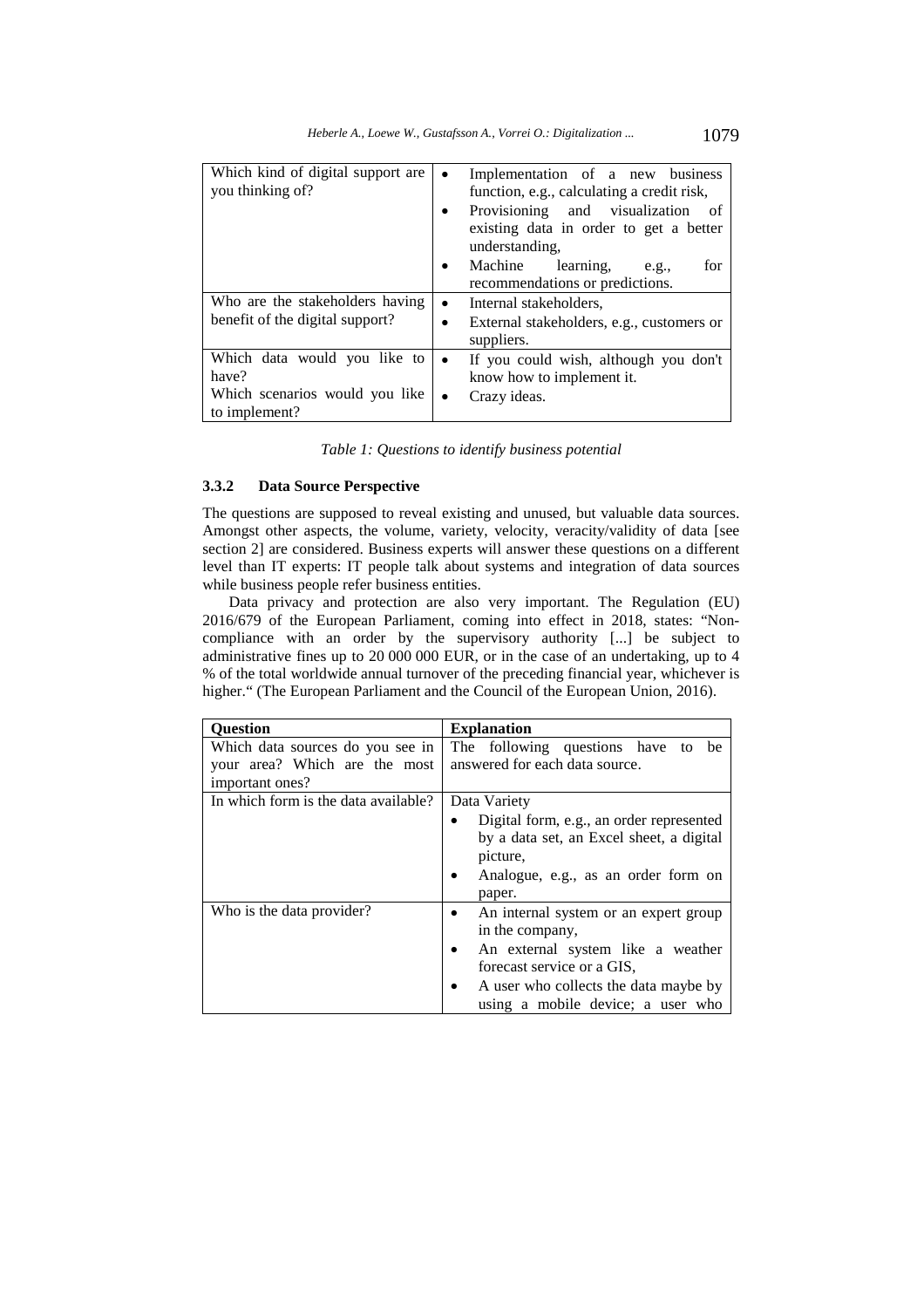| | |
|---|---|
| Which kind of digital support are you thinking of? | • Implementation of a new business function, e.g., calculating a credit risk,<br>• Provisioning and visualization of existing data in order to get a better understanding,<br>• Machine learning, e.g., for recommendations or predictions. |
| Who are the stakeholders having benefit of the digital support? | • Internal stakeholders,<br>• External stakeholders, e.g., customers or suppliers. |
| Which data would you like to have?<br>Which scenarios would you like to implement? | • If you could wish, although you don't know how to implement it.<br>• Crazy ideas. |

*Table 1: Questions to identify business potential*

### 3.3.2 Data Source Perspective

The questions are supposed to reveal existing and unused, but valuable data sources. Amongst other aspects, the volume, variety, velocity, veracity/validity of data [see section 2] are considered. Business experts will answer these questions on a different level than IT experts: IT people talk about systems and integration of data sources while business people refer business entities.

Data privacy and protection are also very important. The Regulation (EU) 2016/679 of the European Parliament, coming into effect in 2018, states: "Non-compliance with an order by the supervisory authority [...] be subject to administrative fines up to 20 000 000 EUR, or in the case of an undertaking, up to 4 % of the total worldwide annual turnover of the preceding financial year, whichever is higher." (The European Parliament and the Council of the European Union, 2016).

| Question | Explanation |
|---|---|
| Which data sources do you see in your area? Which are the most important ones? | The following questions have to be answered for each data source. |
| In which form is the data available? | Data Variety<br>• Digital form, e.g., an order represented by a data set, an Excel sheet, a digital picture,<br>• Analogue, e.g., as an order form on paper. |
| Who is the data provider? | • An internal system or an expert group in the company,<br>• An external system like a weather forecast service or a GIS,<br>• A user who collects the data maybe by using a mobile device; a user who |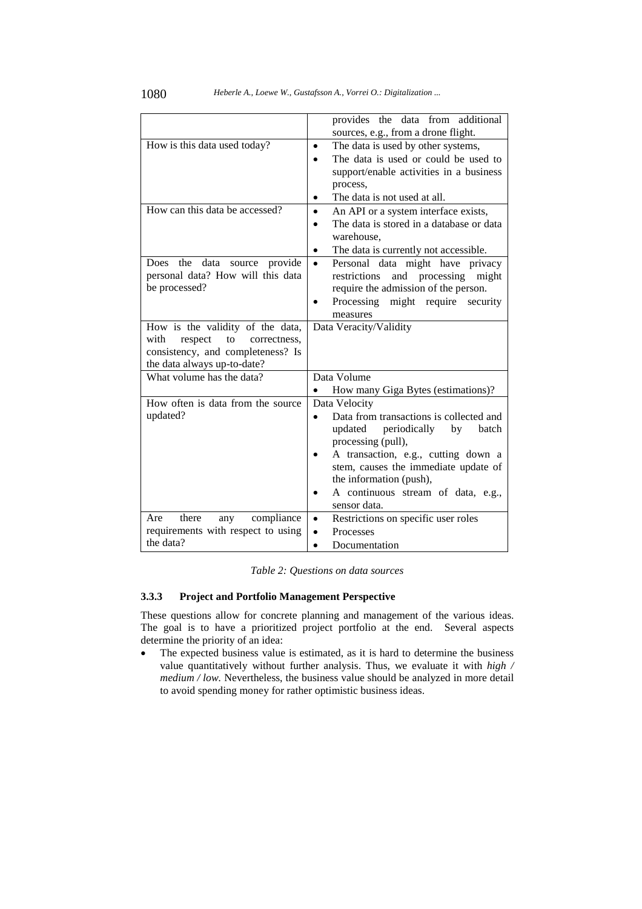| | |
|---|---|
| | provides the data from additional sources, e.g., from a drone flight. |
| How is this data used today? | • The data is used by other systems,<br>• The data is used or could be used to support/enable activities in a business process,<br>• The data is not used at all. |
| How can this data be accessed? | • An API or a system interface exists,<br>• The data is stored in a database or data warehouse,<br>• The data is currently not accessible. |
| Does the data source provide personal data? How will this data be processed? | • Personal data might have privacy restrictions and processing might require the admission of the person.<br>• Processing might require security measures |
| How is the validity of the data, with respect to correctness, consistency, and completeness? Is the data always up-to-date? | Data Veracity/Validity |
| What volume has the data? | Data Volume<br>• How many Giga Bytes (estimations)? |
| How often is data from the source updated? | Data Velocity<br>• Data from transactions is collected and updated periodically by batch processing (pull),<br>• A transaction, e.g., cutting down a stem, causes the immediate update of the information (push),<br>• A continuous stream of data, e.g., sensor data. |
| Are there any compliance requirements with respect to using the data? | • Restrictions on specific user roles<br>• Processes<br>• Documentation |

*Table 2: Questions on data sources*

#### 3.3.3 Project and Portfolio Management Perspective

These questions allow for concrete planning and management of the various ideas. The goal is to have a prioritized project portfolio at the end. Several aspects determine the priority of an idea:

- The expected business value is estimated, as it is hard to determine the business value quantitatively without further analysis. Thus, we evaluate it with *high / medium / low.* Nevertheless, the business value should be analyzed in more detail to avoid spending money for rather optimistic business ideas.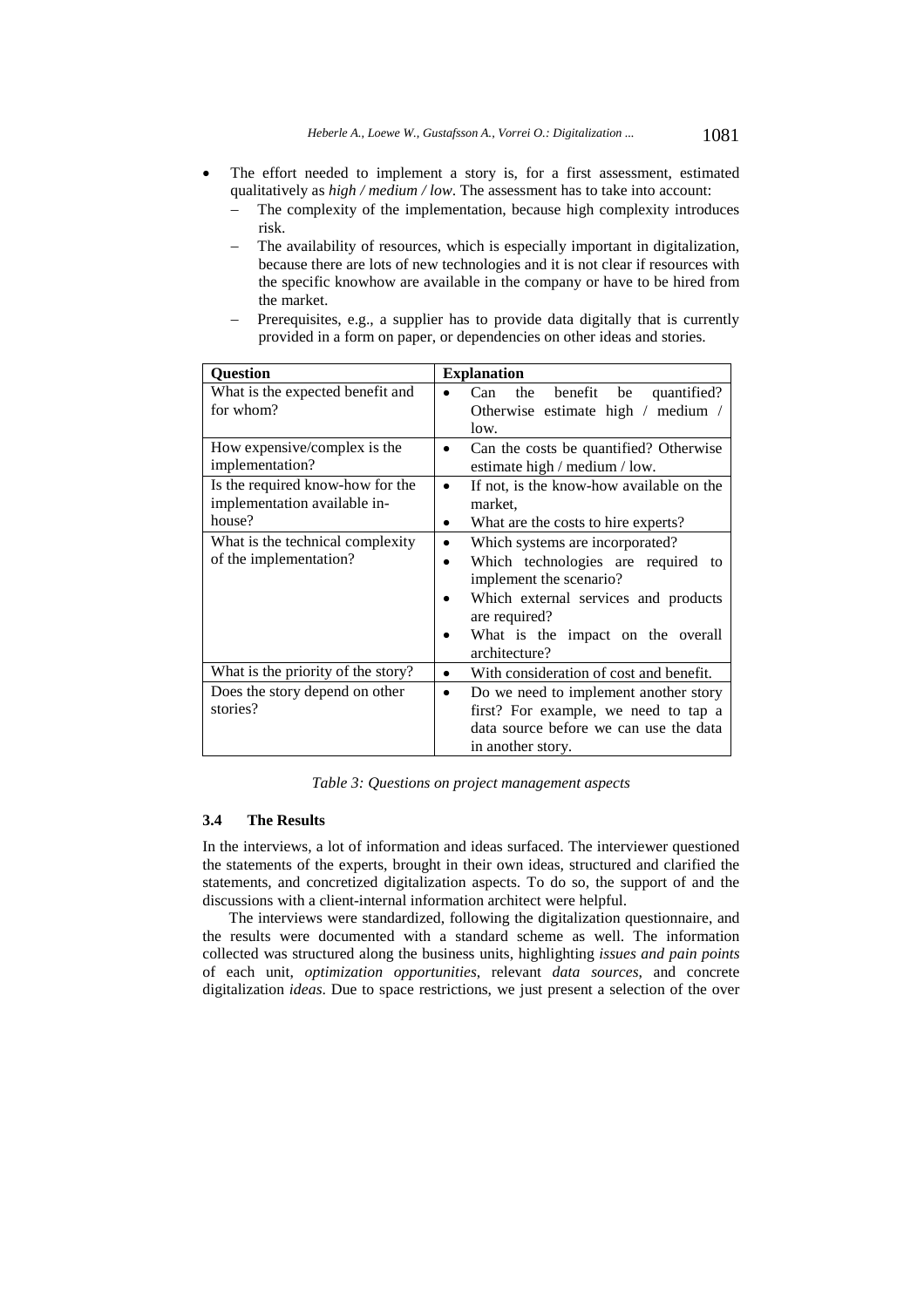- The effort needed to implement a story is, for a first assessment, estimated qualitatively as *high / medium / low*. The assessment has to take into account:
  - The complexity of the implementation, because high complexity introduces risk.
  - The availability of resources, which is especially important in digitalization, because there are lots of new technologies and it is not clear if resources with the specific knowhow are available in the company or have to be hired from the market.
  - Prerequisites, e.g., a supplier has to provide data digitally that is currently provided in a form on paper, or dependencies on other ideas and stories.

| **Question** | **Explanation** |
|---|---|
| What is the expected benefit and for whom? | • Can the benefit be quantified? Otherwise estimate high / medium / low. |
| How expensive/complex is the implementation? | • Can the costs be quantified? Otherwise estimate high / medium / low. |
| Is the required know-how for the implementation available in-house? | • If not, is the know-how available on the market, <br> • What are the costs to hire experts? |
| What is the technical complexity of the implementation? | • Which systems are incorporated? <br> • Which technologies are required to implement the scenario? <br> • Which external services and products are required? <br> • What is the impact on the overall architecture? |
| What is the priority of the story? | • With consideration of cost and benefit. |
| Does the story depend on other stories? | • Do we need to implement another story first? For example, we need to tap a data source before we can use the data in another story. |

*Table 3: Questions on project management aspects*

### 3.4 The Results

In the interviews, a lot of information and ideas surfaced. The interviewer questioned the statements of the experts, brought in their own ideas, structured and clarified the statements, and concretized digitalization aspects. To do so, the support of and the discussions with a client-internal information architect were helpful.

The interviews were standardized, following the digitalization questionnaire, and the results were documented with a standard scheme as well. The information collected was structured along the business units, highlighting *issues and pain points* of each unit, *optimization opportunities*, relevant *data sources*, and concrete digitalization *ideas*. Due to space restrictions, we just present a selection of the over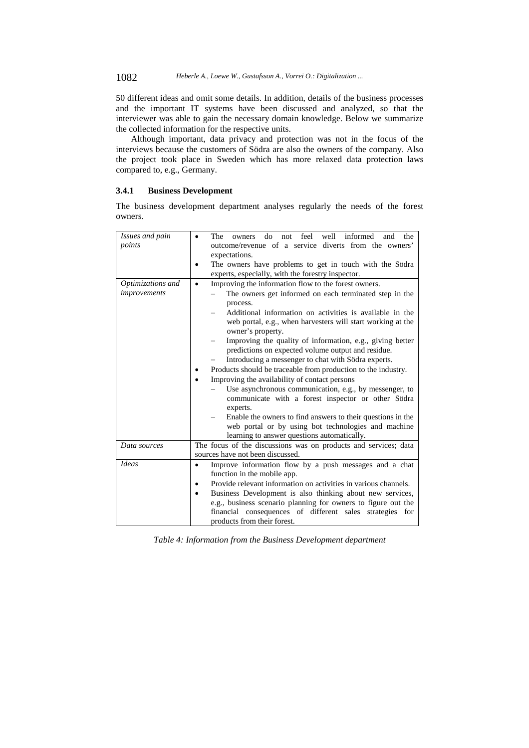50 different ideas and omit some details. In addition, details of the business processes and the important IT systems have been discussed and analyzed, so that the interviewer was able to gain the necessary domain knowledge. Below we summarize the collected information for the respective units.

Although important, data privacy and protection was not in the focus of the interviews because the customers of Södra are also the owners of the company. Also the project took place in Sweden which has more relaxed data protection laws compared to, e.g., Germany.

### 3.4.1 Business Development

The business development department analyses regularly the needs of the forest owners.

| | |
|---|---|
| *Issues and pain points* | • The owners do not feel well informed and the outcome/revenue of a service diverts from the owners' expectations.<br>• The owners have problems to get in touch with the Södra experts, especially, with the forestry inspector. |
| *Optimizations and improvements* | • Improving the information flow to the forest owners.<br>&nbsp;&nbsp;– The owners get informed on each terminated step in the process.<br>&nbsp;&nbsp;– Additional information on activities is available in the web portal, e.g., when harvesters will start working at the owner's property.<br>&nbsp;&nbsp;– Improving the quality of information, e.g., giving better predictions on expected volume output and residue.<br>&nbsp;&nbsp;– Introducing a messenger to chat with Södra experts.<br>• Products should be traceable from production to the industry.<br>• Improving the availability of contact persons<br>&nbsp;&nbsp;– Use asynchronous communication, e.g., by messenger, to communicate with a forest inspector or other Södra experts.<br>&nbsp;&nbsp;– Enable the owners to find answers to their questions in the web portal or by using bot technologies and machine learning to answer questions automatically. |
| *Data sources* | The focus of the discussions was on products and services; data sources have not been discussed. |
| *Ideas* | • Improve information flow by a push messages and a chat function in the mobile app.<br>• Provide relevant information on activities in various channels.<br>• Business Development is also thinking about new services, e.g., business scenario planning for owners to figure out the financial consequences of different sales strategies for products from their forest. |

*Table 4: Information from the Business Development department*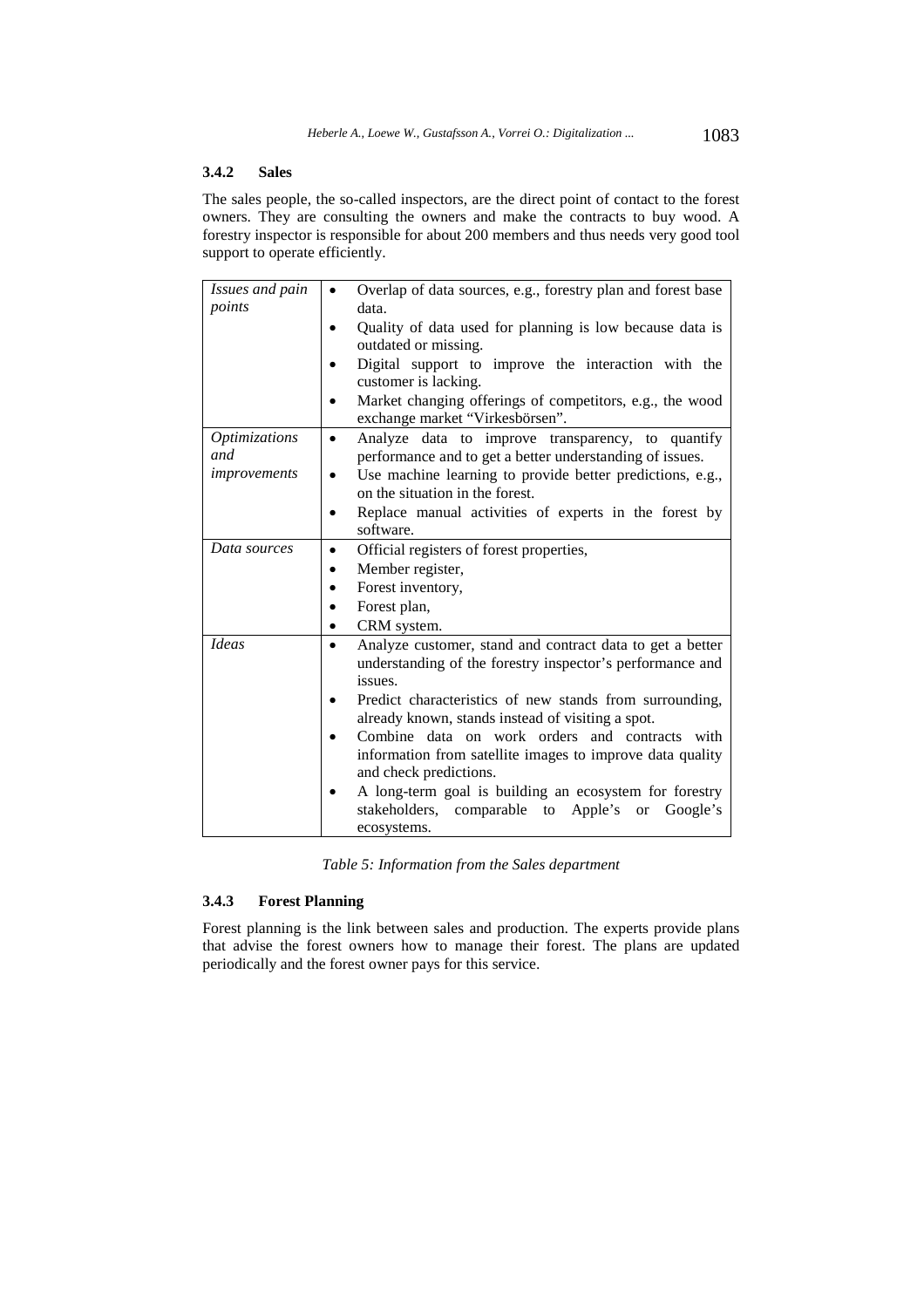### 3.4.2 Sales

The sales people, the so-called inspectors, are the direct point of contact to the forest owners. They are consulting the owners and make the contracts to buy wood. A forestry inspector is responsible for about 200 members and thus needs very good tool support to operate efficiently.

| | |
|---|---|
| *Issues and pain points* | • Overlap of data sources, e.g., forestry plan and forest base data.<br>• Quality of data used for planning is low because data is outdated or missing.<br>• Digital support to improve the interaction with the customer is lacking.<br>• Market changing offerings of competitors, e.g., the wood exchange market "Virkesbörsen". |
| *Optimizations and improvements* | • Analyze data to improve transparency, to quantify performance and to get a better understanding of issues.<br>• Use machine learning to provide better predictions, e.g., on the situation in the forest.<br>• Replace manual activities of experts in the forest by software. |
| *Data sources* | • Official registers of forest properties,<br>• Member register,<br>• Forest inventory,<br>• Forest plan,<br>• CRM system. |
| *Ideas* | • Analyze customer, stand and contract data to get a better understanding of the forestry inspector's performance and issues.<br>• Predict characteristics of new stands from surrounding, already known, stands instead of visiting a spot.<br>• Combine data on work orders and contracts with information from satellite images to improve data quality and check predictions.<br>• A long-term goal is building an ecosystem for forestry stakeholders, comparable to Apple's or Google's ecosystems. |

*Table 5: Information from the Sales department*

### 3.4.3 Forest Planning

Forest planning is the link between sales and production. The experts provide plans that advise the forest owners how to manage their forest. The plans are updated periodically and the forest owner pays for this service.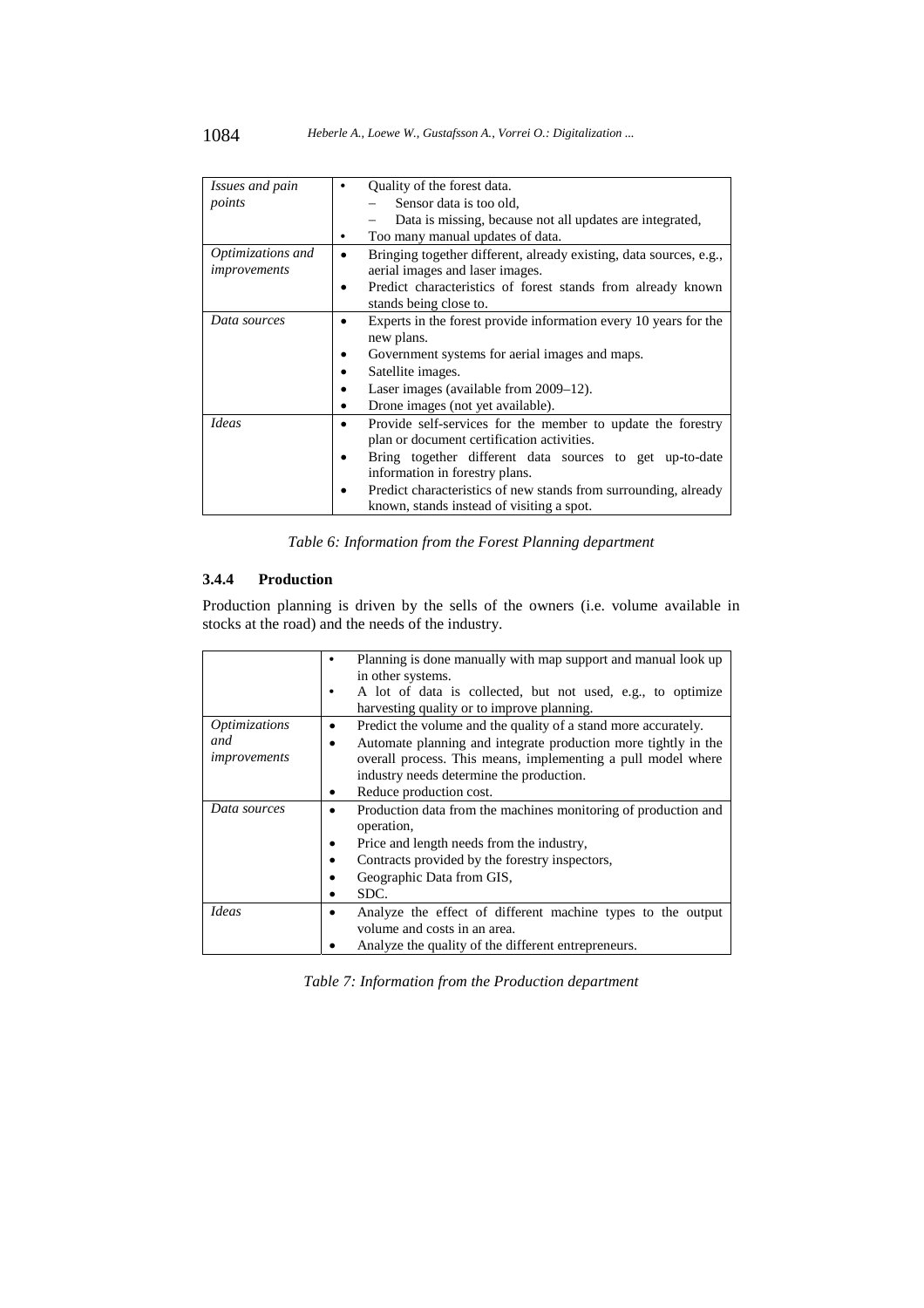| | |
|---|---|
| *Issues and pain points* | • Quality of the forest data.<br>– Sensor data is too old,<br>– Data is missing, because not all updates are integrated,<br>• Too many manual updates of data. |
| *Optimizations and improvements* | • Bringing together different, already existing, data sources, e.g., aerial images and laser images.<br>• Predict characteristics of forest stands from already known stands being close to. |
| *Data sources* | • Experts in the forest provide information every 10 years for the new plans.<br>• Government systems for aerial images and maps.<br>• Satellite images.<br>• Laser images (available from 2009–12).<br>• Drone images (not yet available). |
| *Ideas* | • Provide self-services for the member to update the forestry plan or document certification activities.<br>• Bring together different data sources to get up-to-date information in forestry plans.<br>• Predict characteristics of new stands from surrounding, already known, stands instead of visiting a spot. |

*Table 6: Information from the Forest Planning department*

### 3.4.4 Production

Production planning is driven by the sells of the owners (i.e. volume available in stocks at the road) and the needs of the industry.

| | |
|---|---|
| | • Planning is done manually with map support and manual look up in other systems.<br>• A lot of data is collected, but not used, e.g., to optimize harvesting quality or to improve planning. |
| *Optimizations and improvements* | • Predict the volume and the quality of a stand more accurately.<br>• Automate planning and integrate production more tightly in the overall process. This means, implementing a pull model where industry needs determine the production.<br>• Reduce production cost. |
| *Data sources* | • Production data from the machines monitoring of production and operation,<br>• Price and length needs from the industry,<br>• Contracts provided by the forestry inspectors,<br>• Geographic Data from GIS,<br>• SDC. |
| *Ideas* | • Analyze the effect of different machine types to the output volume and costs in an area.<br>• Analyze the quality of the different entrepreneurs. |

*Table 7: Information from the Production department*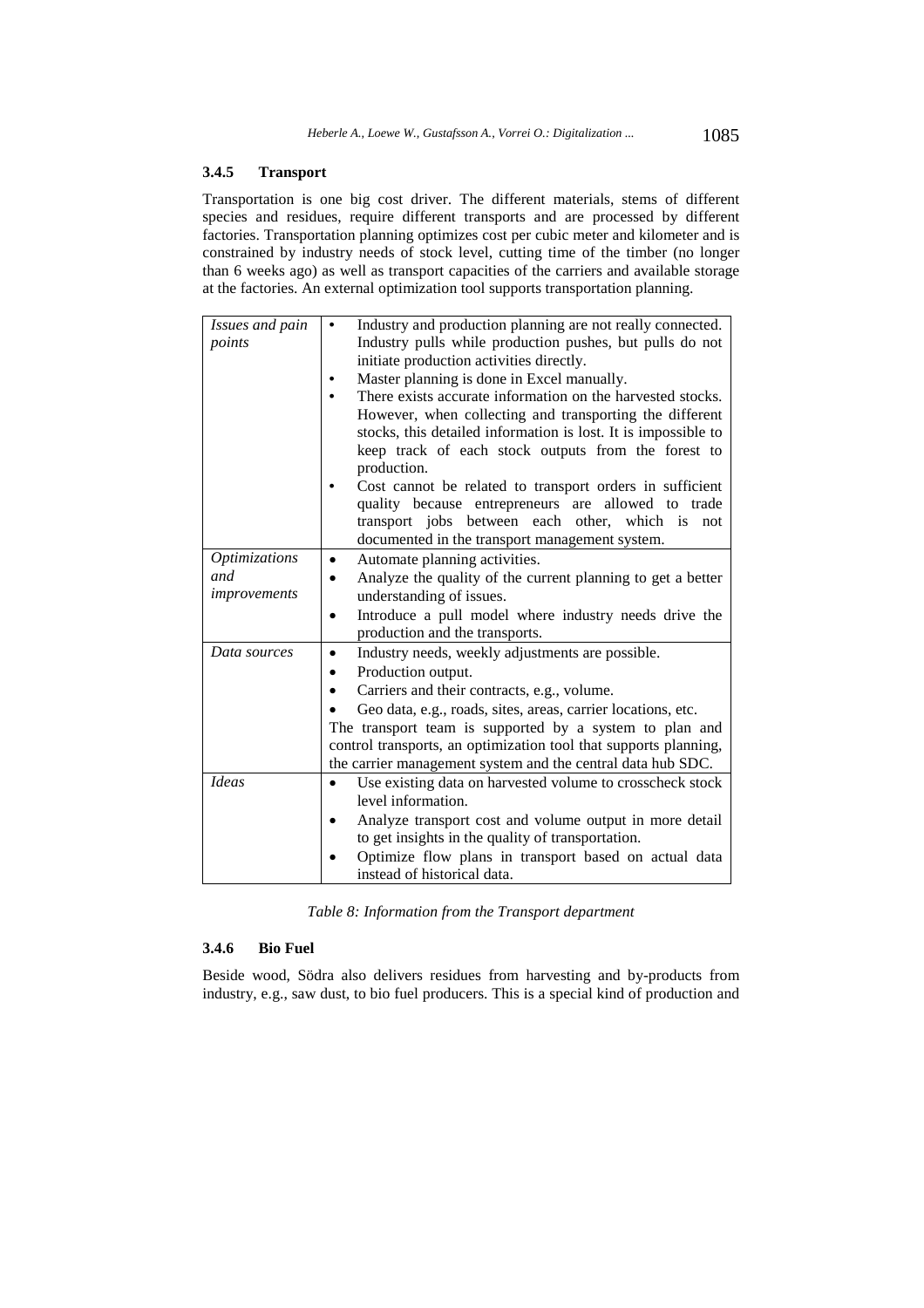### 3.4.5 Transport

Transportation is one big cost driver. The different materials, stems of different species and residues, require different transports and are processed by different factories. Transportation planning optimizes cost per cubic meter and kilometer and is constrained by industry needs of stock level, cutting time of the timber (no longer than 6 weeks ago) as well as transport capacities of the carriers and available storage at the factories. An external optimization tool supports transportation planning.

| | |
|---|---|
| *Issues and pain points* | • Industry and production planning are not really connected. Industry pulls while production pushes, but pulls do not initiate production activities directly.<br>• Master planning is done in Excel manually.<br>• There exists accurate information on the harvested stocks. However, when collecting and transporting the different stocks, this detailed information is lost. It is impossible to keep track of each stock outputs from the forest to production.<br>• Cost cannot be related to transport orders in sufficient quality because entrepreneurs are allowed to trade transport jobs between each other, which is not documented in the transport management system. |
| *Optimizations and improvements* | • Automate planning activities.<br>• Analyze the quality of the current planning to get a better understanding of issues.<br>• Introduce a pull model where industry needs drive the production and the transports. |
| *Data sources* | • Industry needs, weekly adjustments are possible.<br>• Production output.<br>• Carriers and their contracts, e.g., volume.<br>• Geo data, e.g., roads, sites, areas, carrier locations, etc.<br>The transport team is supported by a system to plan and control transports, an optimization tool that supports planning, the carrier management system and the central data hub SDC. |
| *Ideas* | • Use existing data on harvested volume to crosscheck stock level information.<br>• Analyze transport cost and volume output in more detail to get insights in the quality of transportation.<br>• Optimize flow plans in transport based on actual data instead of historical data. |

*Table 8: Information from the Transport department*

### 3.4.6 Bio Fuel

Beside wood, Södra also delivers residues from harvesting and by-products from industry, e.g., saw dust, to bio fuel producers. This is a special kind of production and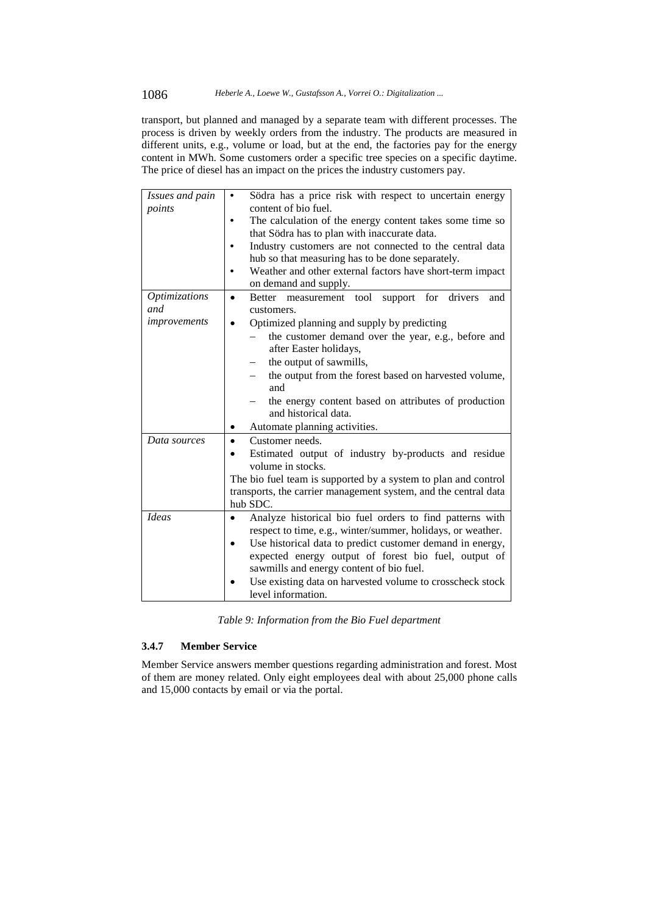transport, but planned and managed by a separate team with different processes. The process is driven by weekly orders from the industry. The products are measured in different units, e.g., volume or load, but at the end, the factories pay for the energy content in MWh. Some customers order a specific tree species on a specific daytime. The price of diesel has an impact on the prices the industry customers pay.

| | |
|---|---|
| *Issues and pain points* | • Södra has a price risk with respect to uncertain energy content of bio fuel.<br>• The calculation of the energy content takes some time so that Södra has to plan with inaccurate data.<br>• Industry customers are not connected to the central data hub so that measuring has to be done separately.<br>• Weather and other external factors have short-term impact on demand and supply. |
| *Optimizations and improvements* | • Better measurement tool support for drivers and customers.<br>• Optimized planning and supply by predicting<br>  – the customer demand over the year, e.g., before and after Easter holidays,<br>  – the output of sawmills,<br>  – the output from the forest based on harvested volume, and<br>  – the energy content based on attributes of production and historical data.<br>• Automate planning activities. |
| *Data sources* | • Customer needs.<br>• Estimated output of industry by-products and residue volume in stocks.<br>The bio fuel team is supported by a system to plan and control transports, the carrier management system, and the central data hub SDC. |
| *Ideas* | • Analyze historical bio fuel orders to find patterns with respect to time, e.g., winter/summer, holidays, or weather.<br>• Use historical data to predict customer demand in energy, expected energy output of forest bio fuel, output of sawmills and energy content of bio fuel.<br>• Use existing data on harvested volume to crosscheck stock level information. |

*Table 9: Information from the Bio Fuel department*

### 3.4.7 Member Service

Member Service answers member questions regarding administration and forest. Most of them are money related. Only eight employees deal with about 25,000 phone calls and 15,000 contacts by email or via the portal.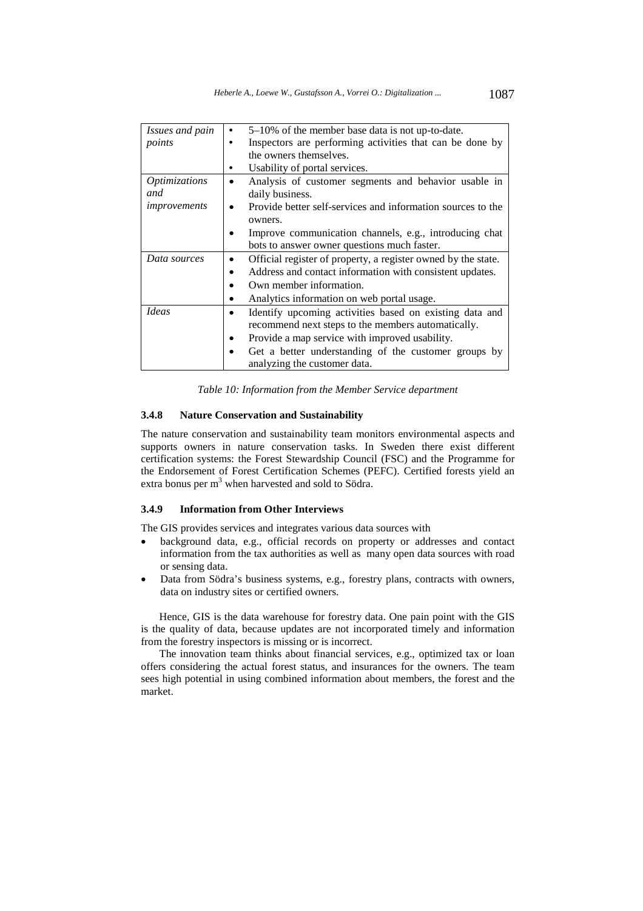| | |
|---|---|
| *Issues and pain points* | • 5–10% of the member base data is not up-to-date.<br>• Inspectors are performing activities that can be done by the owners themselves.<br>• Usability of portal services. |
| *Optimizations and improvements* | • Analysis of customer segments and behavior usable in daily business.<br>• Provide better self-services and information sources to the owners.<br>• Improve communication channels, e.g., introducing chat bots to answer owner questions much faster. |
| *Data sources* | • Official register of property, a register owned by the state.<br>• Address and contact information with consistent updates.<br>• Own member information.<br>• Analytics information on web portal usage. |
| *Ideas* | • Identify upcoming activities based on existing data and recommend next steps to the members automatically.<br>• Provide a map service with improved usability.<br>• Get a better understanding of the customer groups by analyzing the customer data. |

*Table 10: Information from the Member Service department*

### 3.4.8 Nature Conservation and Sustainability

The nature conservation and sustainability team monitors environmental aspects and supports owners in nature conservation tasks. In Sweden there exist different certification systems: the Forest Stewardship Council (FSC) and the Programme for the Endorsement of Forest Certification Schemes (PEFC). Certified forests yield an extra bonus per $m^3$ when harvested and sold to Södra.

### 3.4.9 Information from Other Interviews

The GIS provides services and integrates various data sources with

- background data, e.g., official records on property or addresses and contact information from the tax authorities as well as many open data sources with road or sensing data.
- Data from Södra's business systems, e.g., forestry plans, contracts with owners, data on industry sites or certified owners.

Hence, GIS is the data warehouse for forestry data. One pain point with the GIS is the quality of data, because updates are not incorporated timely and information from the forestry inspectors is missing or is incorrect.

The innovation team thinks about financial services, e.g., optimized tax or loan offers considering the actual forest status, and insurances for the owners. The team sees high potential in using combined information about members, the forest and the market.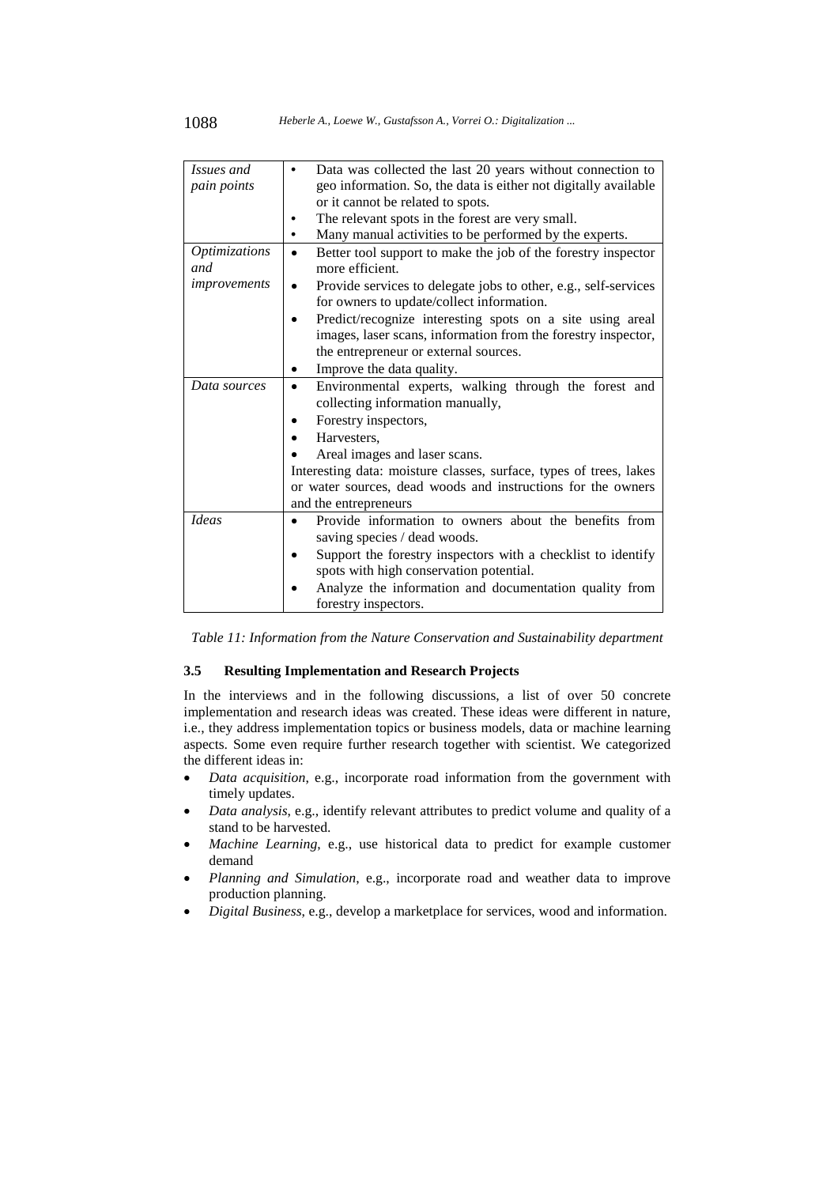| | |
|---|---|
| *Issues and pain points* | • Data was collected the last 20 years without connection to geo information. So, the data is either not digitally available or it cannot be related to spots.<br>• The relevant spots in the forest are very small.<br>• Many manual activities to be performed by the experts. |
| *Optimizations and improvements* | • Better tool support to make the job of the forestry inspector more efficient.<br>• Provide services to delegate jobs to other, e.g., self-services for owners to update/collect information.<br>• Predict/recognize interesting spots on a site using areal images, laser scans, information from the forestry inspector, the entrepreneur or external sources.<br>• Improve the data quality. |
| *Data sources* | • Environmental experts, walking through the forest and collecting information manually,<br>• Forestry inspectors,<br>• Harvesters,<br>• Areal images and laser scans.<br>Interesting data: moisture classes, surface, types of trees, lakes or water sources, dead woods and instructions for the owners and the entrepreneurs |
| *Ideas* | • Provide information to owners about the benefits from saving species / dead woods.<br>• Support the forestry inspectors with a checklist to identify spots with high conservation potential.<br>• Analyze the information and documentation quality from forestry inspectors. |

*Table 11: Information from the Nature Conservation and Sustainability department*

### 3.5 Resulting Implementation and Research Projects

In the interviews and in the following discussions, a list of over 50 concrete implementation and research ideas was created. These ideas were different in nature, i.e., they address implementation topics or business models, data or machine learning aspects. Some even require further research together with scientist. We categorized the different ideas in:

- *Data acquisition*, e.g., incorporate road information from the government with timely updates.
- *Data analysis*, e.g., identify relevant attributes to predict volume and quality of a stand to be harvested.
- *Machine Learning*, e.g., use historical data to predict for example customer demand
- *Planning and Simulation*, e.g., incorporate road and weather data to improve production planning.
- *Digital Business*, e.g., develop a marketplace for services, wood and information.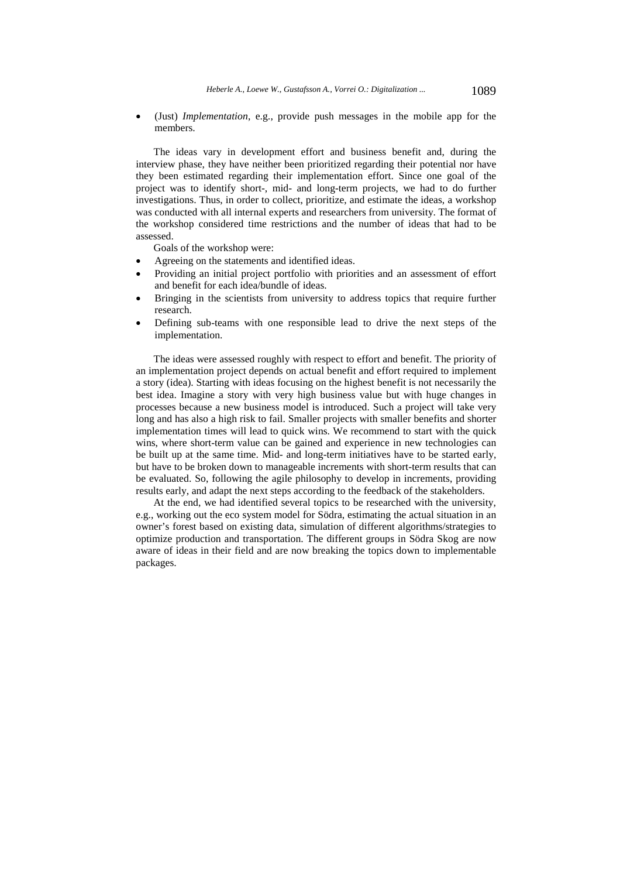- (Just) *Implementation*, e.g., provide push messages in the mobile app for the members.

The ideas vary in development effort and business benefit and, during the interview phase, they have neither been prioritized regarding their potential nor have they been estimated regarding their implementation effort. Since one goal of the project was to identify short-, mid- and long-term projects, we had to do further investigations. Thus, in order to collect, prioritize, and estimate the ideas, a workshop was conducted with all internal experts and researchers from university. The format of the workshop considered time restrictions and the number of ideas that had to be assessed.

Goals of the workshop were:

- Agreeing on the statements and identified ideas.
- Providing an initial project portfolio with priorities and an assessment of effort and benefit for each idea/bundle of ideas.
- Bringing in the scientists from university to address topics that require further research.
- Defining sub-teams with one responsible lead to drive the next steps of the implementation.

The ideas were assessed roughly with respect to effort and benefit. The priority of an implementation project depends on actual benefit and effort required to implement a story (idea). Starting with ideas focusing on the highest benefit is not necessarily the best idea. Imagine a story with very high business value but with huge changes in processes because a new business model is introduced. Such a project will take very long and has also a high risk to fail. Smaller projects with smaller benefits and shorter implementation times will lead to quick wins. We recommend to start with the quick wins, where short-term value can be gained and experience in new technologies can be built up at the same time. Mid- and long-term initiatives have to be started early, but have to be broken down to manageable increments with short-term results that can be evaluated. So, following the agile philosophy to develop in increments, providing results early, and adapt the next steps according to the feedback of the stakeholders.

At the end, we had identified several topics to be researched with the university, e.g., working out the eco system model for Södra, estimating the actual situation in an owner's forest based on existing data, simulation of different algorithms/strategies to optimize production and transportation. The different groups in Södra Skog are now aware of ideas in their field and are now breaking the topics down to implementable packages.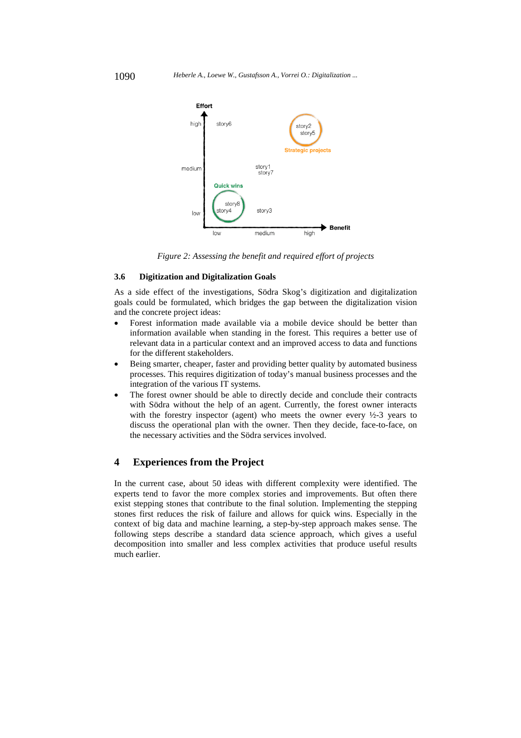*Figure 2: Assessing the benefit and required effort of projects*

### 3.6 Digitization and Digitalization Goals

As a side effect of the investigations, Södra Skog's digitization and digitalization goals could be formulated, which bridges the gap between the digitalization vision and the concrete project ideas:

- Forest information made available via a mobile device should be better than information available when standing in the forest. This requires a better use of relevant data in a particular context and an improved access to data and functions for the different stakeholders.
- Being smarter, cheaper, faster and providing better quality by automated business processes. This requires digitization of today's manual business processes and the integration of the various IT systems.
- The forest owner should be able to directly decide and conclude their contracts with Södra without the help of an agent. Currently, the forest owner interacts with the forestry inspector (agent) who meets the owner every ½-3 years to discuss the operational plan with the owner. Then they decide, face-to-face, on the necessary activities and the Södra services involved.

## 4 Experiences from the Project

In the current case, about 50 ideas with different complexity were identified. The experts tend to favor the more complex stories and improvements. But often there exist stepping stones that contribute to the final solution. Implementing the stepping stones first reduces the risk of failure and allows for quick wins. Especially in the context of big data and machine learning, a step-by-step approach makes sense. The following steps describe a standard data science approach, which gives a useful decomposition into smaller and less complex activities that produce useful results much earlier.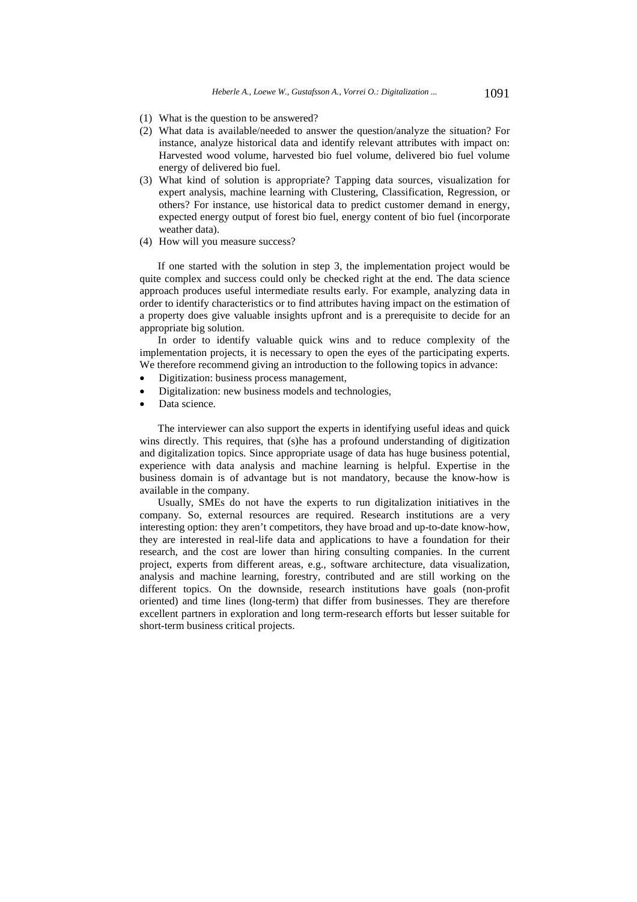(1) What is the question to be answered?
(2) What data is available/needed to answer the question/analyze the situation? For instance, analyze historical data and identify relevant attributes with impact on: Harvested wood volume, harvested bio fuel volume, delivered bio fuel volume energy of delivered bio fuel.
(3) What kind of solution is appropriate? Tapping data sources, visualization for expert analysis, machine learning with Clustering, Classification, Regression, or others? For instance, use historical data to predict customer demand in energy, expected energy output of forest bio fuel, energy content of bio fuel (incorporate weather data).
(4) How will you measure success?

If one started with the solution in step 3, the implementation project would be quite complex and success could only be checked right at the end. The data science approach produces useful intermediate results early. For example, analyzing data in order to identify characteristics or to find attributes having impact on the estimation of a property does give valuable insights upfront and is a prerequisite to decide for an appropriate big solution.

In order to identify valuable quick wins and to reduce complexity of the implementation projects, it is necessary to open the eyes of the participating experts. We therefore recommend giving an introduction to the following topics in advance:

- Digitization: business process management,
- Digitalization: new business models and technologies,
- Data science.

The interviewer can also support the experts in identifying useful ideas and quick wins directly. This requires, that (s)he has a profound understanding of digitization and digitalization topics. Since appropriate usage of data has huge business potential, experience with data analysis and machine learning is helpful. Expertise in the business domain is of advantage but is not mandatory, because the know-how is available in the company.

Usually, SMEs do not have the experts to run digitalization initiatives in the company. So, external resources are required. Research institutions are a very interesting option: they aren't competitors, they have broad and up-to-date know-how, they are interested in real-life data and applications to have a foundation for their research, and the cost are lower than hiring consulting companies. In the current project, experts from different areas, e.g., software architecture, data visualization, analysis and machine learning, forestry, contributed and are still working on the different topics. On the downside, research institutions have goals (non-profit oriented) and time lines (long-term) that differ from businesses. They are therefore excellent partners in exploration and long term-research efforts but lesser suitable for short-term business critical projects.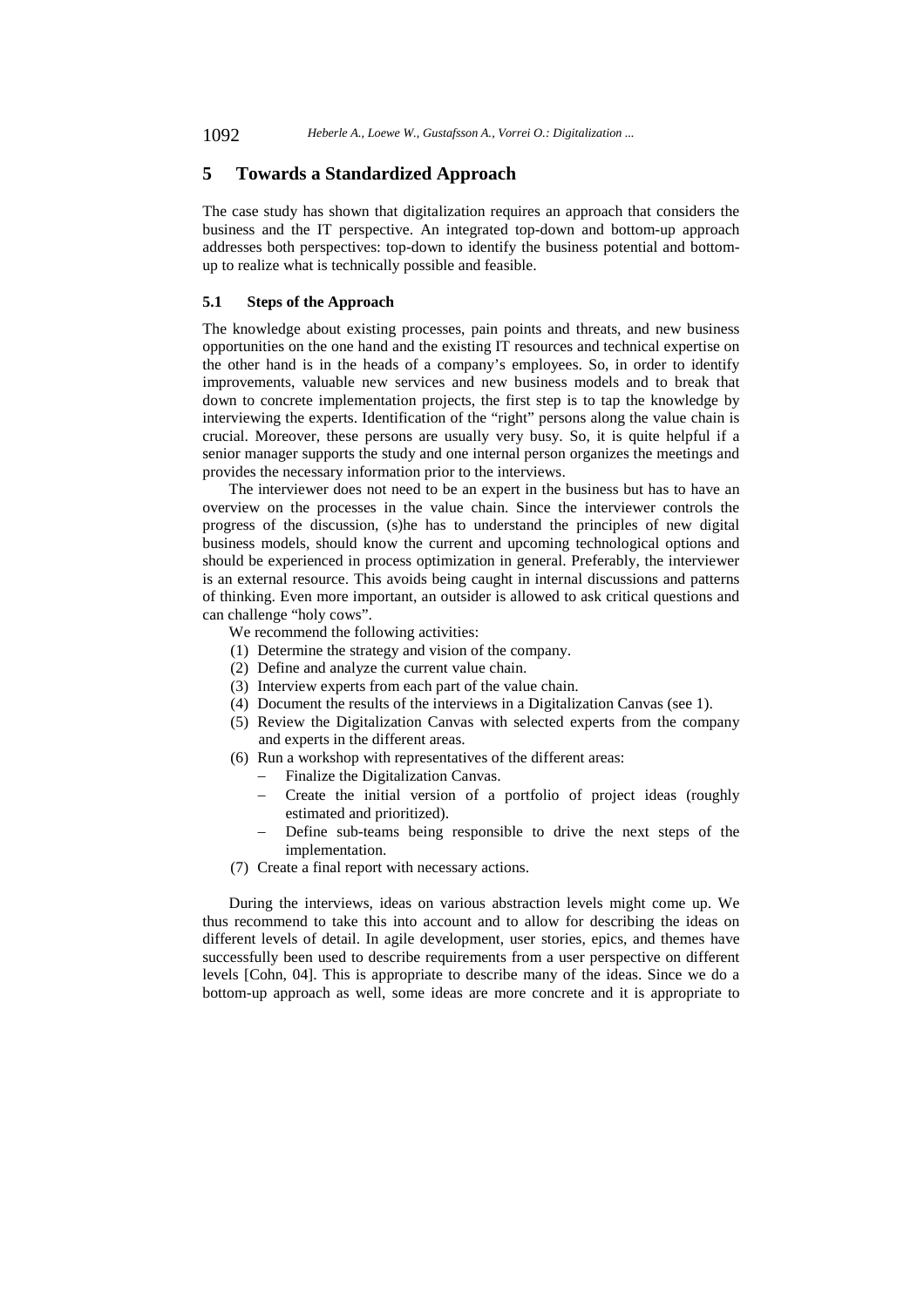## 5 Towards a Standardized Approach

The case study has shown that digitalization requires an approach that considers the business and the IT perspective. An integrated top-down and bottom-up approach addresses both perspectives: top-down to identify the business potential and bottom-up to realize what is technically possible and feasible.

### 5.1 Steps of the Approach

The knowledge about existing processes, pain points and threats, and new business opportunities on the one hand and the existing IT resources and technical expertise on the other hand is in the heads of a company's employees. So, in order to identify improvements, valuable new services and new business models and to break that down to concrete implementation projects, the first step is to tap the knowledge by interviewing the experts. Identification of the "right" persons along the value chain is crucial. Moreover, these persons are usually very busy. So, it is quite helpful if a senior manager supports the study and one internal person organizes the meetings and provides the necessary information prior to the interviews.

The interviewer does not need to be an expert in the business but has to have an overview on the processes in the value chain. Since the interviewer controls the progress of the discussion, (s)he has to understand the principles of new digital business models, should know the current and upcoming technological options and should be experienced in process optimization in general. Preferably, the interviewer is an external resource. This avoids being caught in internal discussions and patterns of thinking. Even more important, an outsider is allowed to ask critical questions and can challenge "holy cows".

We recommend the following activities:

(1) Determine the strategy and vision of the company.
(2) Define and analyze the current value chain.
(3) Interview experts from each part of the value chain.
(4) Document the results of the interviews in a Digitalization Canvas (see 1).
(5) Review the Digitalization Canvas with selected experts from the company and experts in the different areas.
(6) Run a workshop with representatives of the different areas:
   - Finalize the Digitalization Canvas.
   - Create the initial version of a portfolio of project ideas (roughly estimated and prioritized).
   - Define sub-teams being responsible to drive the next steps of the implementation.
(7) Create a final report with necessary actions.

During the interviews, ideas on various abstraction levels might come up. We thus recommend to take this into account and to allow for describing the ideas on different levels of detail. In agile development, user stories, epics, and themes have successfully been used to describe requirements from a user perspective on different levels [Cohn, 04]. This is appropriate to describe many of the ideas. Since we do a bottom-up approach as well, some ideas are more concrete and it is appropriate to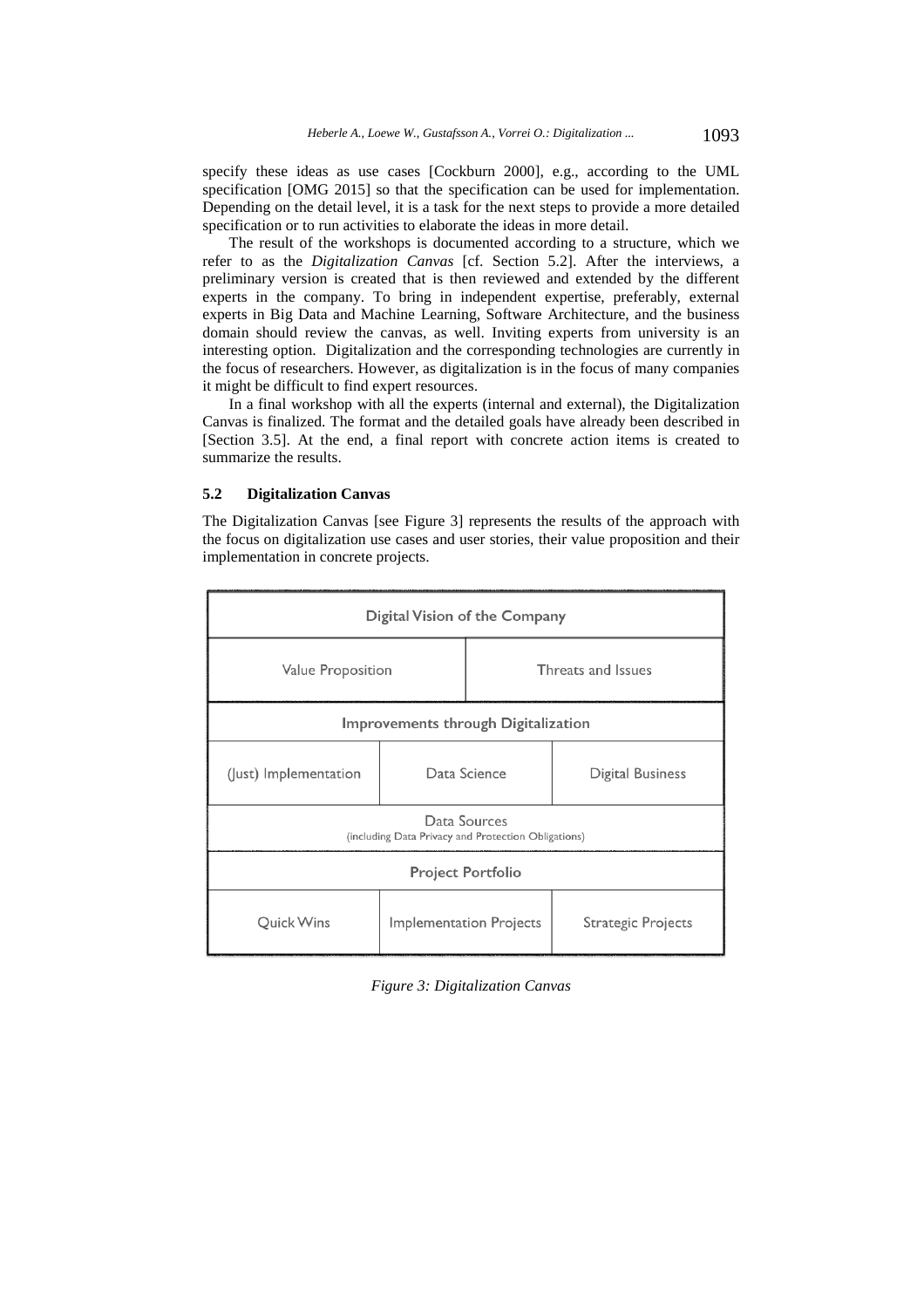specify these ideas as use cases [Cockburn 2000], e.g., according to the UML specification [OMG 2015] so that the specification can be used for implementation. Depending on the detail level, it is a task for the next steps to provide a more detailed specification or to run activities to elaborate the ideas in more detail.

The result of the workshops is documented according to a structure, which we refer to as the *Digitalization Canvas* [cf. Section 5.2]. After the interviews, a preliminary version is created that is then reviewed and extended by the different experts in the company. To bring in independent expertise, preferably, external experts in Big Data and Machine Learning, Software Architecture, and the business domain should review the canvas, as well. Inviting experts from university is an interesting option. Digitalization and the corresponding technologies are currently in the focus of researchers. However, as digitalization is in the focus of many companies it might be difficult to find expert resources.

In a final workshop with all the experts (internal and external), the Digitalization Canvas is finalized. The format and the detailed goals have already been described in [Section 3.5]. At the end, a final report with concrete action items is created to summarize the results.

### 5.2 Digitalization Canvas

The Digitalization Canvas [see Figure 3] represents the results of the approach with the focus on digitalization use cases and user stories, their value proposition and their implementation in concrete projects.

| Digital Vision of the Company | | |
|---|---|---|
| Value Proposition | | Threats and Issues |
| Improvements through Digitalization | | |
| (Just) Implementation | Data Science | Digital Business |
| Data Sources (including Data Privacy and Protection Obligations) | | |
| Project Portfolio | | |
| Quick Wins | Implementation Projects | Strategic Projects |

*Figure 3: Digitalization Canvas*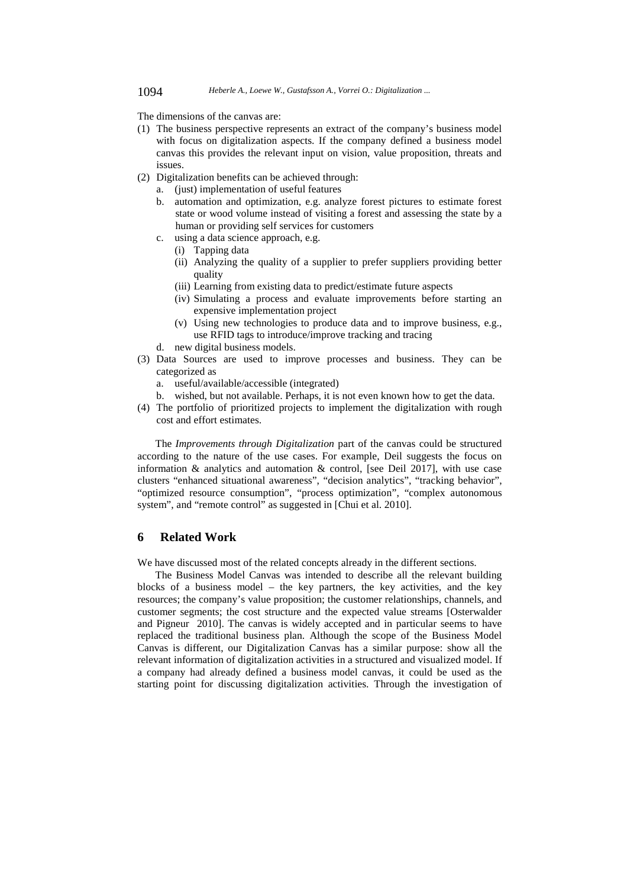The dimensions of the canvas are:

(1) The business perspective represents an extract of the company's business model with focus on digitalization aspects. If the company defined a business model canvas this provides the relevant input on vision, value proposition, threats and issues.
(2) Digitalization benefits can be achieved through:
    a. (just) implementation of useful features
    b. automation and optimization, e.g. analyze forest pictures to estimate forest state or wood volume instead of visiting a forest and assessing the state by a human or providing self services for customers
    c. using a data science approach, e.g.
        (i) Tapping data
        (ii) Analyzing the quality of a supplier to prefer suppliers providing better quality
        (iii) Learning from existing data to predict/estimate future aspects
        (iv) Simulating a process and evaluate improvements before starting an expensive implementation project
        (v) Using new technologies to produce data and to improve business, e.g., use RFID tags to introduce/improve tracking and tracing
    d. new digital business models.
(3) Data Sources are used to improve processes and business. They can be categorized as
    a. useful/available/accessible (integrated)
    b. wished, but not available. Perhaps, it is not even known how to get the data.
(4) The portfolio of prioritized projects to implement the digitalization with rough cost and effort estimates.

The *Improvements through Digitalization* part of the canvas could be structured according to the nature of the use cases. For example, Deil suggests the focus on information & analytics and automation & control, [see Deil 2017], with use case clusters "enhanced situational awareness", "decision analytics", "tracking behavior", "optimized resource consumption", "process optimization", "complex autonomous system", and "remote control" as suggested in [Chui et al. 2010].

## 6 Related Work

We have discussed most of the related concepts already in the different sections.

The Business Model Canvas was intended to describe all the relevant building blocks of a business model – the key partners, the key activities, and the key resources; the company's value proposition; the customer relationships, channels, and customer segments; the cost structure and the expected value streams [Osterwalder and Pigneur 2010]. The canvas is widely accepted and in particular seems to have replaced the traditional business plan. Although the scope of the Business Model Canvas is different, our Digitalization Canvas has a similar purpose: show all the relevant information of digitalization activities in a structured and visualized model. If a company had already defined a business model canvas, it could be used as the starting point for discussing digitalization activities. Through the investigation of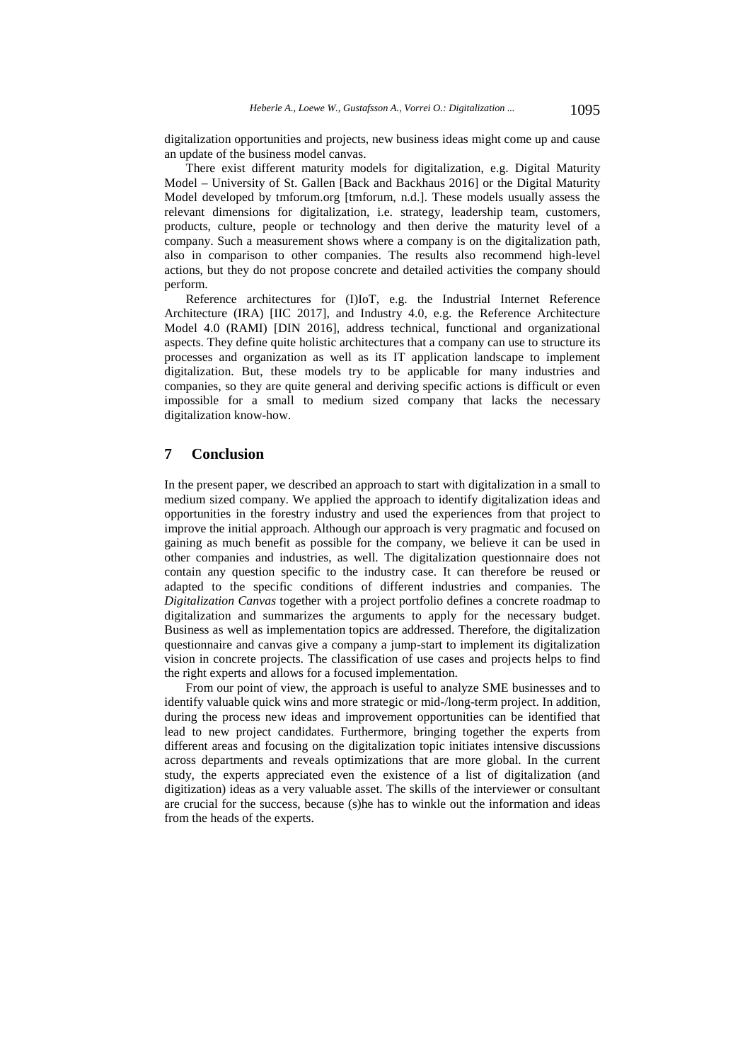digitalization opportunities and projects, new business ideas might come up and cause an update of the business model canvas.

There exist different maturity models for digitalization, e.g. Digital Maturity Model – University of St. Gallen [Back and Backhaus 2016] or the Digital Maturity Model developed by tmforum.org [tmforum, n.d.]. These models usually assess the relevant dimensions for digitalization, i.e. strategy, leadership team, customers, products, culture, people or technology and then derive the maturity level of a company. Such a measurement shows where a company is on the digitalization path, also in comparison to other companies. The results also recommend high-level actions, but they do not propose concrete and detailed activities the company should perform.

Reference architectures for (I)IoT, e.g. the Industrial Internet Reference Architecture (IRA) [IIC 2017], and Industry 4.0, e.g. the Reference Architecture Model 4.0 (RAMI) [DIN 2016], address technical, functional and organizational aspects. They define quite holistic architectures that a company can use to structure its processes and organization as well as its IT application landscape to implement digitalization. But, these models try to be applicable for many industries and companies, so they are quite general and deriving specific actions is difficult or even impossible for a small to medium sized company that lacks the necessary digitalization know-how.

## 7 Conclusion

In the present paper, we described an approach to start with digitalization in a small to medium sized company. We applied the approach to identify digitalization ideas and opportunities in the forestry industry and used the experiences from that project to improve the initial approach. Although our approach is very pragmatic and focused on gaining as much benefit as possible for the company, we believe it can be used in other companies and industries, as well. The digitalization questionnaire does not contain any question specific to the industry case. It can therefore be reused or adapted to the specific conditions of different industries and companies. The *Digitalization Canvas* together with a project portfolio defines a concrete roadmap to digitalization and summarizes the arguments to apply for the necessary budget. Business as well as implementation topics are addressed. Therefore, the digitalization questionnaire and canvas give a company a jump-start to implement its digitalization vision in concrete projects. The classification of use cases and projects helps to find the right experts and allows for a focused implementation.

From our point of view, the approach is useful to analyze SME businesses and to identify valuable quick wins and more strategic or mid-/long-term project. In addition, during the process new ideas and improvement opportunities can be identified that lead to new project candidates. Furthermore, bringing together the experts from different areas and focusing on the digitalization topic initiates intensive discussions across departments and reveals optimizations that are more global. In the current study, the experts appreciated even the existence of a list of digitalization (and digitization) ideas as a very valuable asset. The skills of the interviewer or consultant are crucial for the success, because (s)he has to winkle out the information and ideas from the heads of the experts.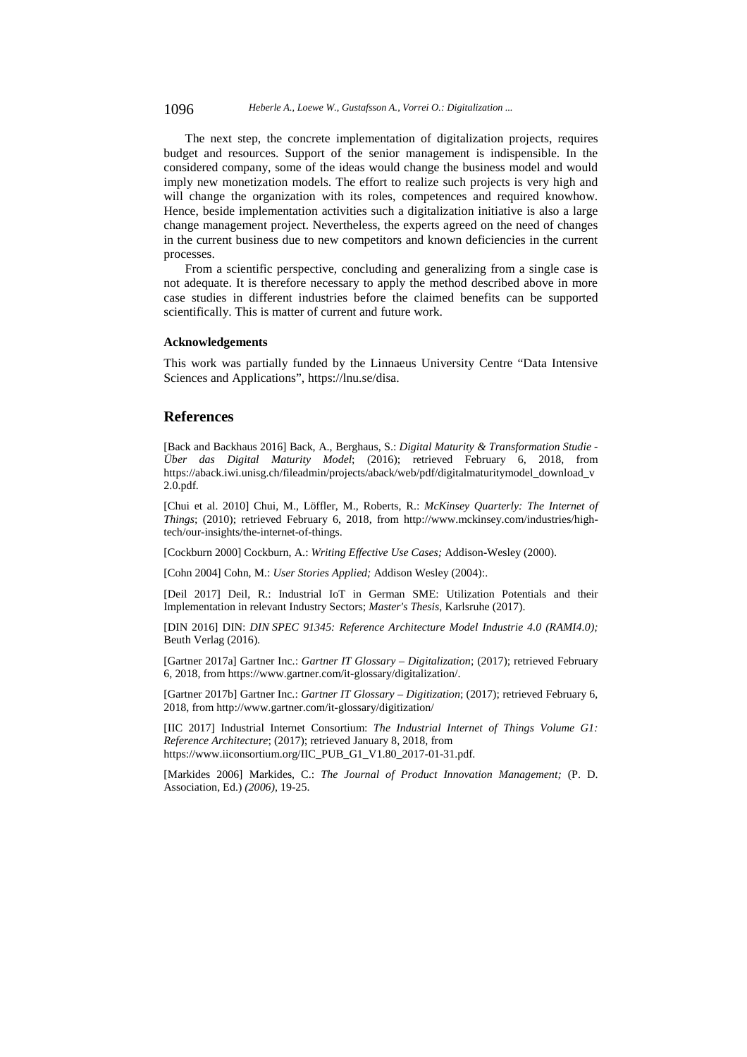The next step, the concrete implementation of digitalization projects, requires budget and resources. Support of the senior management is indispensible. In the considered company, some of the ideas would change the business model and would imply new monetization models. The effort to realize such projects is very high and will change the organization with its roles, competences and required knowhow. Hence, beside implementation activities such a digitalization initiative is also a large change management project. Nevertheless, the experts agreed on the need of changes in the current business due to new competitors and known deficiencies in the current processes.

From a scientific perspective, concluding and generalizing from a single case is not adequate. It is therefore necessary to apply the method described above in more case studies in different industries before the claimed benefits can be supported scientifically. This is matter of current and future work.

#### Acknowledgements

This work was partially funded by the Linnaeus University Centre "Data Intensive Sciences and Applications", https://lnu.se/disa.

## References

[Back and Backhaus 2016] Back, A., Berghaus, S.: *Digital Maturity & Transformation Studie - Über das Digital Maturity Model*; (2016); retrieved February 6, 2018, from https://aback.iwi.unisg.ch/fileadmin/projects/aback/web/pdf/digitalmaturitymodel_download_v2.0.pdf.

[Chui et al. 2010] Chui, M., Löffler, M., Roberts, R.: *McKinsey Quarterly: The Internet of Things*; (2010); retrieved February 6, 2018, from http://www.mckinsey.com/industries/high-tech/our-insights/the-internet-of-things.

[Cockburn 2000] Cockburn, A.: *Writing Effective Use Cases;* Addison-Wesley (2000).

[Cohn 2004] Cohn, M.: *User Stories Applied;* Addison Wesley (2004):.

[Deil 2017] Deil, R.: Industrial IoT in German SME: Utilization Potentials and their Implementation in relevant Industry Sectors; *Master's Thesis*, Karlsruhe (2017).

[DIN 2016] DIN: *DIN SPEC 91345: Reference Architecture Model Industrie 4.0 (RAMI4.0);* Beuth Verlag (2016).

[Gartner 2017a] Gartner Inc.: *Gartner IT Glossary – Digitalization*; (2017); retrieved February 6, 2018, from https://www.gartner.com/it-glossary/digitalization/.

[Gartner 2017b] Gartner Inc.: *Gartner IT Glossary – Digitization*; (2017); retrieved February 6, 2018, from http://www.gartner.com/it-glossary/digitization/

[IIC 2017] Industrial Internet Consortium: *The Industrial Internet of Things Volume G1: Reference Architecture*; (2017); retrieved January 8, 2018, from https://www.iiconsortium.org/IIC_PUB_G1_V1.80_2017-01-31.pdf.

[Markides 2006] Markides, C.: *The Journal of Product Innovation Management;* (P. D. Association, Ed.) *(2006)*, 19-25.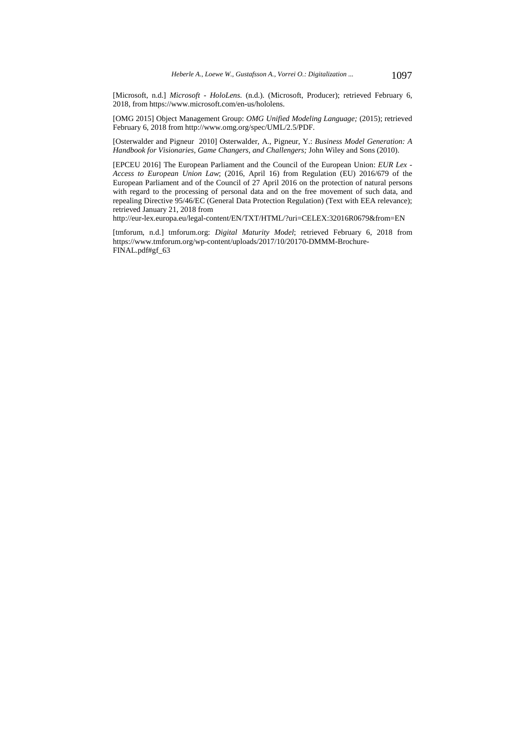[Microsoft, n.d.] *Microsoft - HoloLens.* (n.d.). (Microsoft, Producer); retrieved February 6, 2018, from https://www.microsoft.com/en-us/hololens.

[OMG 2015] Object Management Group: *OMG Unified Modeling Language;* (2015); retrieved February 6, 2018 from http://www.omg.org/spec/UML/2.5/PDF.

[Osterwalder and Pigneur 2010] Osterwalder, A., Pigneur, Y.: *Business Model Generation: A Handbook for Visionaries, Game Changers, and Challengers;* John Wiley and Sons (2010).

[EPCEU 2016] The European Parliament and the Council of the European Union: *EUR Lex - Access to European Union Law*; (2016, April 16) from Regulation (EU) 2016/679 of the European Parliament and of the Council of 27 April 2016 on the protection of natural persons with regard to the processing of personal data and on the free movement of such data, and repealing Directive 95/46/EC (General Data Protection Regulation) (Text with EEA relevance); retrieved January 21, 2018 from http://eur-lex.europa.eu/legal-content/EN/TXT/HTML/?uri=CELEX:32016R0679&from=EN

[tmforum, n.d.] tmforum.org: *Digital Maturity Model*; retrieved February 6, 2018 from https://www.tmforum.org/wp-content/uploads/2017/10/20170-DMMM-Brochure-FINAL.pdf#gf_63